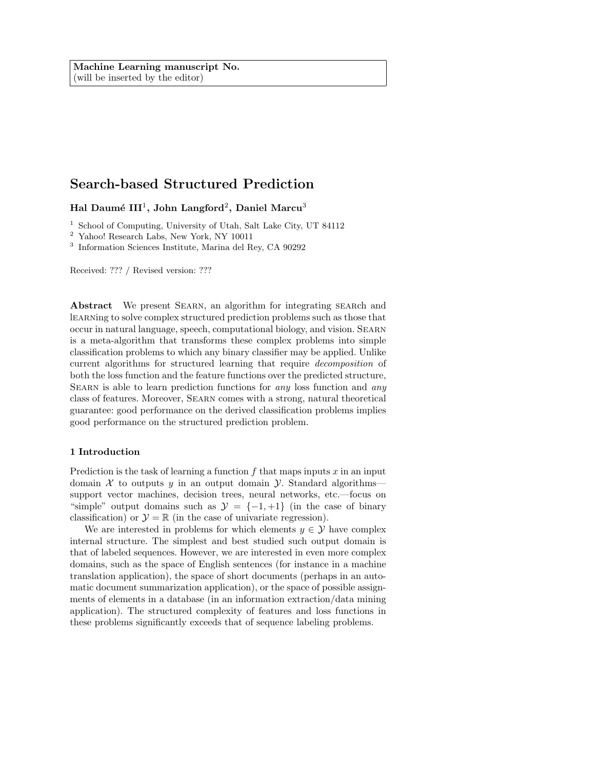**Machine Learning manuscript No.**
(will be inserted by the editor)

# Search-based Structured Prediction

**Hal Daumé III**[1], **John Langford**[2], **Daniel Marcu**[3]

[1] School of Computing, University of Utah, Salt Lake City, UT 84112
[2] Yahoo! Research Labs, New York, NY 10011
[3] Information Sciences Institute, Marina del Rey, CA 90292

Received: ??? / Revised version: ???

**Abstract** We present SEARN, an algorithm for integrating SEARch and lEARNing to solve complex structured prediction problems such as those that occur in natural language, speech, computational biology, and vision. SEARN is a meta-algorithm that transforms these complex problems into simple classification problems to which any binary classifier may be applied. Unlike current algorithms for structured learning that require *decomposition* of both the loss function and the feature functions over the predicted structure, SEARN is able to learn prediction functions for *any* loss function and *any* class of features. Moreover, SEARN comes with a strong, natural theoretical guarantee: good performance on the derived classification problems implies good performance on the structured prediction problem.

## 1 Introduction

Prediction is the task of learning a function $f$ that maps inputs $x$ in an input domain $\mathcal{X}$ to outputs $y$ in an output domain $\mathcal{Y}$. Standard algorithms—support vector machines, decision trees, neural networks, etc.—focus on "simple" output domains such as $\mathcal{Y} = \{-1, +1\}$ (in the case of binary classification) or $\mathcal{Y} = \mathbb{R}$ (in the case of univariate regression).

We are interested in problems for which elements $y \in \mathcal{Y}$ have complex internal structure. The simplest and best studied such output domain is that of labeled sequences. However, we are interested in even more complex domains, such as the space of English sentences (for instance in a machine translation application), the space of short documents (perhaps in an automatic document summarization application), or the space of possible assignments of elements in a database (in an information extraction/data mining application). The structured complexity of features and loss functions in these problems significantly exceeds that of sequence labeling problems.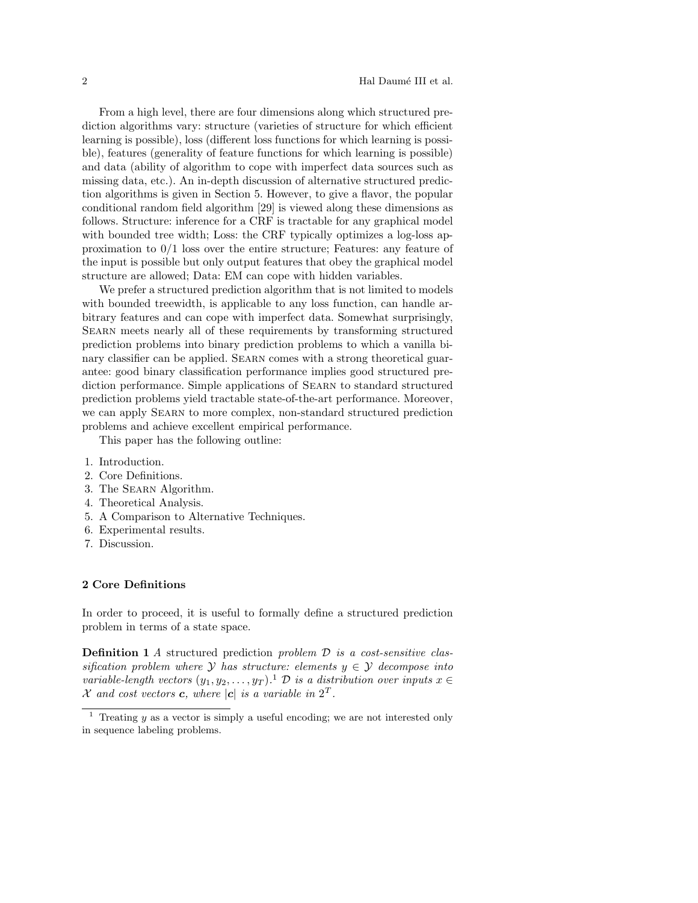From a high level, there are four dimensions along which structured prediction algorithms vary: structure (varieties of structure for which efficient learning is possible), loss (different loss functions for which learning is possible), features (generality of feature functions for which learning is possible) and data (ability of algorithm to cope with imperfect data sources such as missing data, etc.). An in-depth discussion of alternative structured prediction algorithms is given in Section 5. However, to give a flavor, the popular conditional random field algorithm [29] is viewed along these dimensions as follows. Structure: inference for a CRF is tractable for any graphical model with bounded tree width; Loss: the CRF typically optimizes a log-loss approximation to 0/1 loss over the entire structure; Features: any feature of the input is possible but only output features that obey the graphical model structure are allowed; Data: EM can cope with hidden variables.

We prefer a structured prediction algorithm that is not limited to models with bounded treewidth, is applicable to any loss function, can handle arbitrary features and can cope with imperfect data. Somewhat surprisingly, Searn meets nearly all of these requirements by transforming structured prediction problems into binary prediction problems to which a vanilla binary classifier can be applied. Searn comes with a strong theoretical guarantee: good binary classification performance implies good structured prediction performance. Simple applications of Searn to standard structured prediction problems yield tractable state-of-the-art performance. Moreover, we can apply Searn to more complex, non-standard structured prediction problems and achieve excellent empirical performance.

This paper has the following outline:

1. Introduction.
2. Core Definitions.
3. The Searn Algorithm.
4. Theoretical Analysis.
5. A Comparison to Alternative Techniques.
6. Experimental results.
7. Discussion.

## 2 Core Definitions

In order to proceed, it is useful to formally define a structured prediction problem in terms of a state space.

**Definition 1** *A* structured prediction *problem $\mathcal{D}$ is a cost-sensitive classification problem where $\mathcal{Y}$ has structure: elements $y \in \mathcal{Y}$ decompose into variable-length vectors $(y_1, y_2, \ldots, y_T)$.*[1] *$\mathcal{D}$ is a distribution over inputs $x \in \mathcal{X}$ and cost vectors $\boldsymbol{c}$, where $|\boldsymbol{c}|$ is a variable in $2^T$.*

[1] Treating $y$ as a vector is simply a useful encoding; we are not interested only in sequence labeling problems.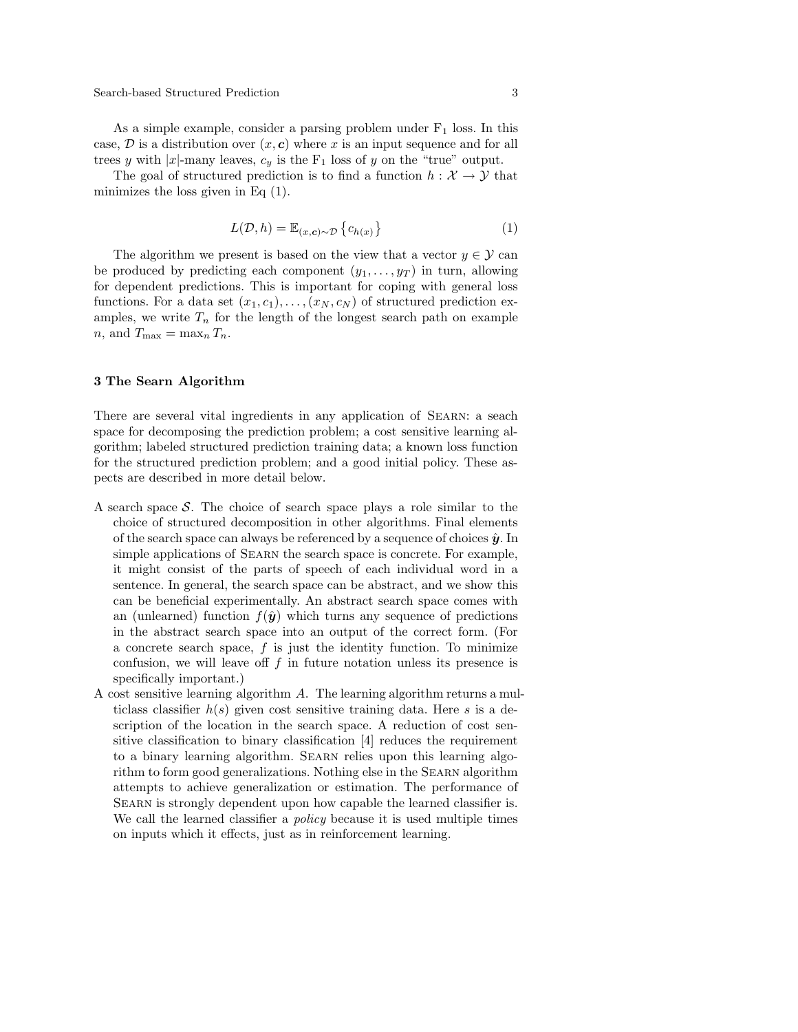As a simple example, consider a parsing problem under $\text{F}_1$ loss. In this case, $\mathcal{D}$ is a distribution over $(x, \boldsymbol{c})$ where $x$ is an input sequence and for all trees $y$ with $|x|$-many leaves, $c_y$ is the $\text{F}_1$ loss of $y$ on the "true" output.

The goal of structured prediction is to find a function $h : \mathcal{X} \to \mathcal{Y}$ that minimizes the loss given in Eq (1).

$$L(\mathcal{D}, h) = \mathbb{E}_{(x,\boldsymbol{c})\sim\mathcal{D}} \left\{ c_{h(x)} \right\} \tag{1}$$

The algorithm we present is based on the view that a vector $y \in \mathcal{Y}$ can be produced by predicting each component $(y_1, \ldots, y_T)$ in turn, allowing for dependent predictions. This is important for coping with general loss functions. For a data set $(x_1, c_1), \ldots, (x_N, c_N)$ of structured prediction examples, we write $T_n$ for the length of the longest search path on example $n$, and $T_{\max} = \max_n T_n$.

## 3 The Searn Algorithm

There are several vital ingredients in any application of Searn: a seach space for decomposing the prediction problem; a cost sensitive learning algorithm; labeled structured prediction training data; a known loss function for the structured prediction problem; and a good initial policy. These aspects are described in more detail below.

- A search space $\mathcal{S}$. The choice of search space plays a role similar to the choice of structured decomposition in other algorithms. Final elements of the search space can always be referenced by a sequence of choices $\hat{\boldsymbol{y}}$. In simple applications of Searn the search space is concrete. For example, it might consist of the parts of speech of each individual word in a sentence. In general, the search space can be abstract, and we show this can be beneficial experimentally. An abstract search space comes with an (unlearned) function $f(\hat{\boldsymbol{y}})$ which turns any sequence of predictions in the abstract search space into an output of the correct form. (For a concrete search space, $f$ is just the identity function. To minimize confusion, we will leave off $f$ in future notation unless its presence is specifically important.)
- A cost sensitive learning algorithm $A$. The learning algorithm returns a multiclass classifier $h(s)$ given cost sensitive training data. Here $s$ is a description of the location in the search space. A reduction of cost sensitive classification to binary classification [4] reduces the requirement to a binary learning algorithm. Searn relies upon this learning algorithm to form good generalizations. Nothing else in the Searn algorithm attempts to achieve generalization or estimation. The performance of Searn is strongly dependent upon how capable the learned classifier is. We call the learned classifier a *policy* because it is used multiple times on inputs which it effects, just as in reinforcement learning.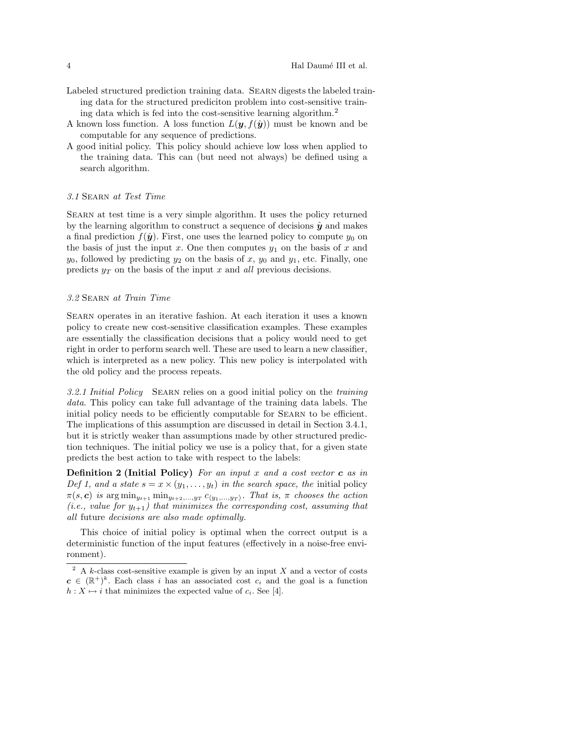Labeled structured prediction training data. SEARN digests the labeled training data for the structured prediciton problem into cost-sensitive training data which is fed into the cost-sensitive learning algorithm.[2]

A known loss function. A loss function $L(\boldsymbol{y}, f(\hat{\boldsymbol{y}}))$ must be known and be computable for any sequence of predictions.

A good initial policy. This policy should achieve low loss when applied to the training data. This can (but need not always) be defined using a search algorithm.

### 3.1 SEARN at Test Time

SEARN at test time is a very simple algorithm. It uses the policy returned by the learning algorithm to construct a sequence of decisions $\hat{\boldsymbol{y}}$ and makes a final prediction $f(\hat{\boldsymbol{y}})$. First, one uses the learned policy to compute $y_0$ on the basis of just the input $x$. One then computes $y_1$ on the basis of $x$ and $y_0$, followed by predicting $y_2$ on the basis of $x$, $y_0$ and $y_1$, etc. Finally, one predicts $y_T$ on the basis of the input $x$ and *all* previous decisions.

### 3.2 SEARN at Train Time

SEARN operates in an iterative fashion. At each iteration it uses a known policy to create new cost-sensitive classification examples. These examples are essentially the classification decisions that a policy would need to get right in order to perform search well. These are used to learn a new classifier, which is interpreted as a new policy. This new policy is interpolated with the old policy and the process repeats.

*3.2.1 Initial Policy* SEARN relies on a good initial policy on the *training data*. This policy can take full advantage of the training data labels. The initial policy needs to be efficiently computable for SEARN to be efficient. The implications of this assumption are discussed in detail in Section 3.4.1, but it is strictly weaker than assumptions made by other structured prediction techniques. The initial policy we use is a policy that, for a given state predicts the best action to take with respect to the labels:

**Definition 2 (Initial Policy)** *For an input $x$ and a cost vector $\boldsymbol{c}$ as in Def 1, and a state $s = x \times (y_1, \dots, y_t)$ in the search space, the* initial policy *$\pi(s, \boldsymbol{c})$ is $\arg\min_{y_{t+1}} \min_{y_{t+2},\dots,y_T} c_{\langle y_1,\dots,y_T \rangle}$. That is, $\pi$ chooses the action (i.e., value for $y_{t+1}$) that minimizes the corresponding cost, assuming that* all *future decisions are also made optimally.*

This choice of initial policy is optimal when the correct output is a deterministic function of the input features (effectively in a noise-free environment).

---

[2] A $k$-class cost-sensitive example is given by an input $X$ and a vector of costs $\boldsymbol{c} \in (\mathbb{R}^+)^k$. Each class $i$ has an associated cost $c_i$ and the goal is a function $h : X \mapsto i$ that minimizes the expected value of $c_i$. See [4].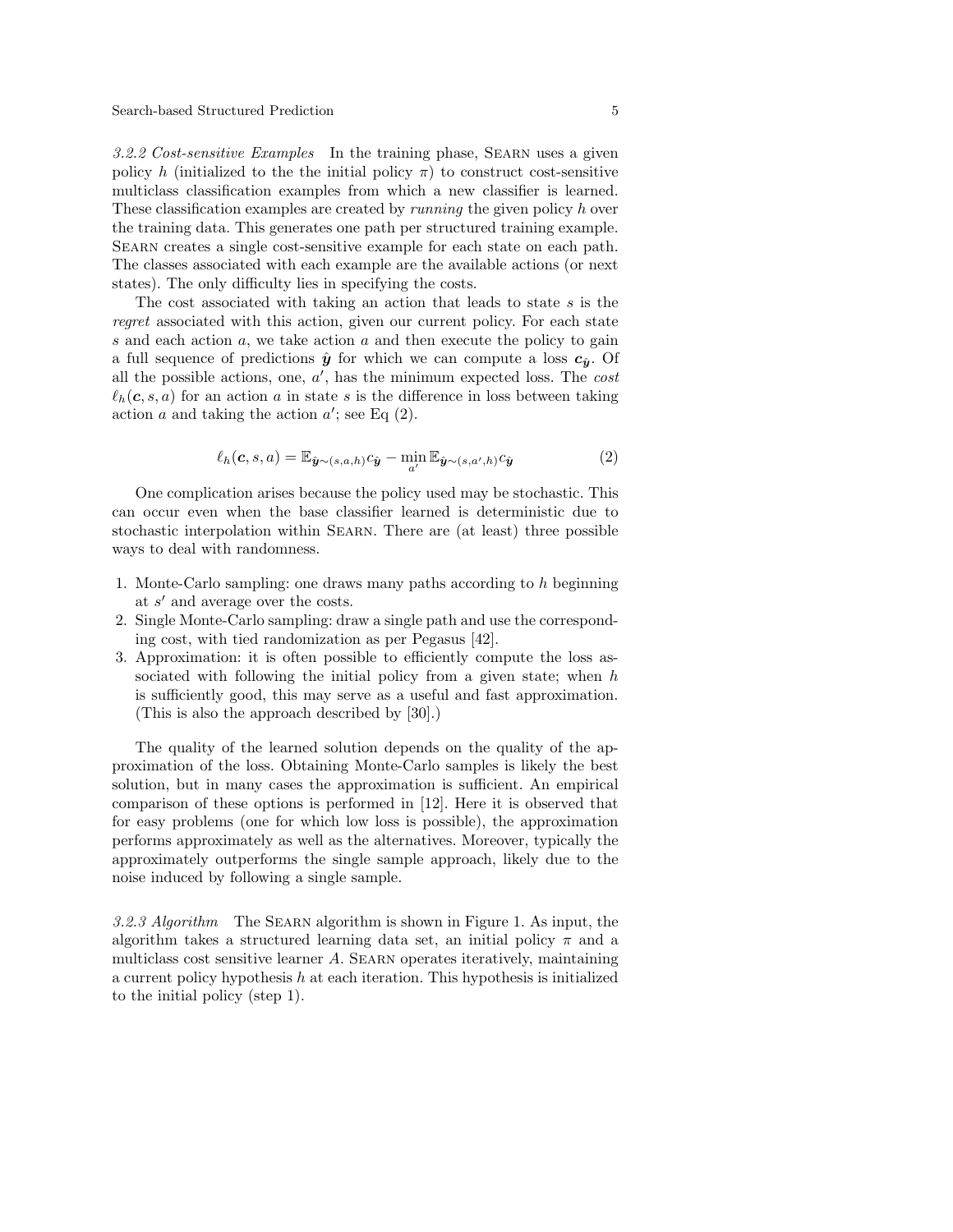*3.2.2 Cost-sensitive Examples* In the training phase, SEARN uses a given policy $h$ (initialized to the the initial policy $\pi$) to construct cost-sensitive multiclass classification examples from which a new classifier is learned. These classification examples are created by *running* the given policy $h$ over the training data. This generates one path per structured training example. SEARN creates a single cost-sensitive example for each state on each path. The classes associated with each example are the available actions (or next states). The only difficulty lies in specifying the costs.

The cost associated with taking an action that leads to state $s$ is the *regret* associated with this action, given our current policy. For each state $s$ and each action $a$, we take action $a$ and then execute the policy to gain a full sequence of predictions $\hat{\boldsymbol{y}}$ for which we can compute a loss $\boldsymbol{c}_{\hat{\boldsymbol{y}}}$. Of all the possible actions, one, $a'$, has the minimum expected loss. The *cost* $\ell_h(\boldsymbol{c}, s, a)$ for an action $a$ in state $s$ is the difference in loss between taking action $a$ and taking the action $a'$; see Eq (2).

$$\ell_h(\boldsymbol{c}, s, a) = \mathbb{E}_{\hat{\boldsymbol{y}} \sim (s,a,h)} c_{\hat{\boldsymbol{y}}} - \min_{a'} \mathbb{E}_{\hat{\boldsymbol{y}} \sim (s,a',h)} c_{\hat{\boldsymbol{y}}} \tag{2}$$

One complication arises because the policy used may be stochastic. This can occur even when the base classifier learned is deterministic due to stochastic interpolation within SEARN. There are (at least) three possible ways to deal with randomness.

1. Monte-Carlo sampling: one draws many paths according to $h$ beginning at $s'$ and average over the costs.
2. Single Monte-Carlo sampling: draw a single path and use the corresponding cost, with tied randomization as per Pegasus [42].
3. Approximation: it is often possible to efficiently compute the loss associated with following the initial policy from a given state; when $h$ is sufficiently good, this may serve as a useful and fast approximation. (This is also the approach described by [30].)

The quality of the learned solution depends on the quality of the approximation of the loss. Obtaining Monte-Carlo samples is likely the best solution, but in many cases the approximation is sufficient. An empirical comparison of these options is performed in [12]. Here it is observed that for easy problems (one for which low loss is possible), the approximation performs approximately as well as the alternatives. Moreover, typically the approximately outperforms the single sample approach, likely due to the noise induced by following a single sample.

*3.2.3 Algorithm* The SEARN algorithm is shown in Figure 1. As input, the algorithm takes a structured learning data set, an initial policy $\pi$ and a multiclass cost sensitive learner $A$. SEARN operates iteratively, maintaining a current policy hypothesis $h$ at each iteration. This hypothesis is initialized to the initial policy (step 1).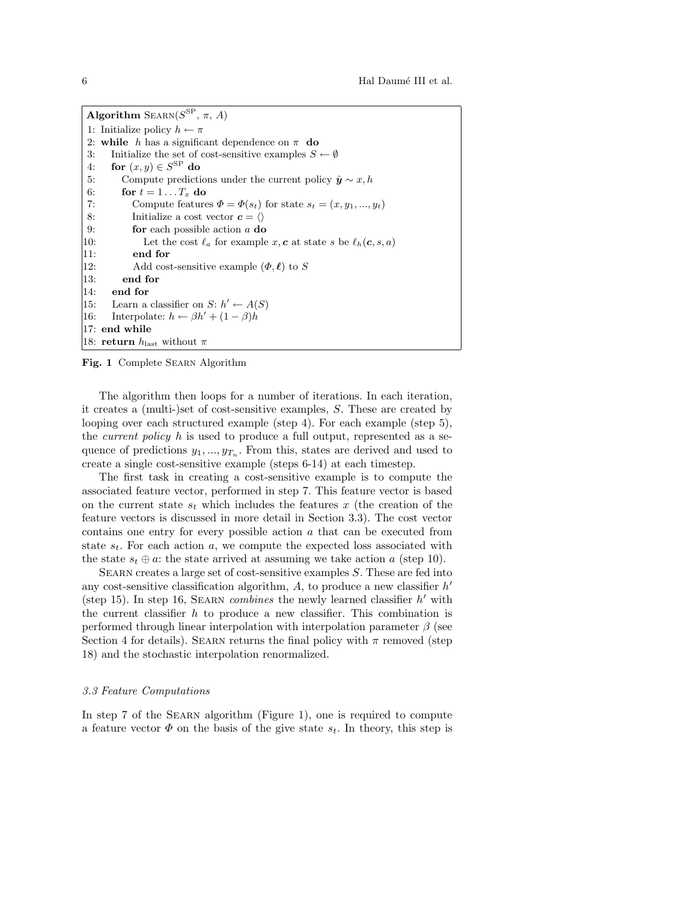```
Algorithm Searn(S^SP, π, A)
1: Initialize policy h ← π
2: while h has a significant dependence on π do
3:    Initialize the set of cost-sensitive examples S ← ∅
4:    for (x, y) ∈ S^SP do
5:       Compute predictions under the current policy ŷ ∼ x, h
6:       for t = 1 . . . T_x do
7:          Compute features Φ = Φ(s_t) for state s_t = (x, y_1, ..., y_t)
8:          Initialize a cost vector c = ⟨⟩
9:          for each possible action a do
10:            Let the cost ℓ_a for example x, c at state s be ℓ_h(c, s, a)
11:         end for
12:         Add cost-sensitive example (Φ, ℓ) to S
13:      end for
14:   end for
15:   Learn a classifier on S: h′ ← A(S)
16:   Interpolate: h ← βh′ + (1 − β)h
17: end while
18: return h_last without π
```

**Fig. 1** Complete Searn Algorithm

The algorithm then loops for a number of iterations. In each iteration, it creates a (multi-)set of cost-sensitive examples, $S$. These are created by looping over each structured example (step 4). For each example (step 5), the *current policy* $h$ is used to produce a full output, represented as a sequence of predictions $y_1, ..., y_{T_n}$. From this, states are derived and used to create a single cost-sensitive example (steps 6-14) at each timestep.

The first task in creating a cost-sensitive example is to compute the associated feature vector, performed in step 7. This feature vector is based on the current state $s_t$ which includes the features $x$ (the creation of the feature vectors is discussed in more detail in Section 3.3). The cost vector contains one entry for every possible action $a$ that can be executed from state $s_t$. For each action $a$, we compute the expected loss associated with the state $s_t \oplus a$: the state arrived at assuming we take action $a$ (step 10).

Searn creates a large set of cost-sensitive examples $S$. These are fed into any cost-sensitive classification algorithm, $A$, to produce a new classifier $h'$ (step 15). In step 16, Searn *combines* the newly learned classifier $h'$ with the current classifier $h$ to produce a new classifier. This combination is performed through linear interpolation with interpolation parameter $\beta$ (see Section 4 for details). Searn returns the final policy with $\pi$ removed (step 18) and the stochastic interpolation renormalized.

### *3.3 Feature Computations*

In step 7 of the Searn algorithm (Figure 1), one is required to compute a feature vector $\Phi$ on the basis of the give state $s_t$. In theory, this step is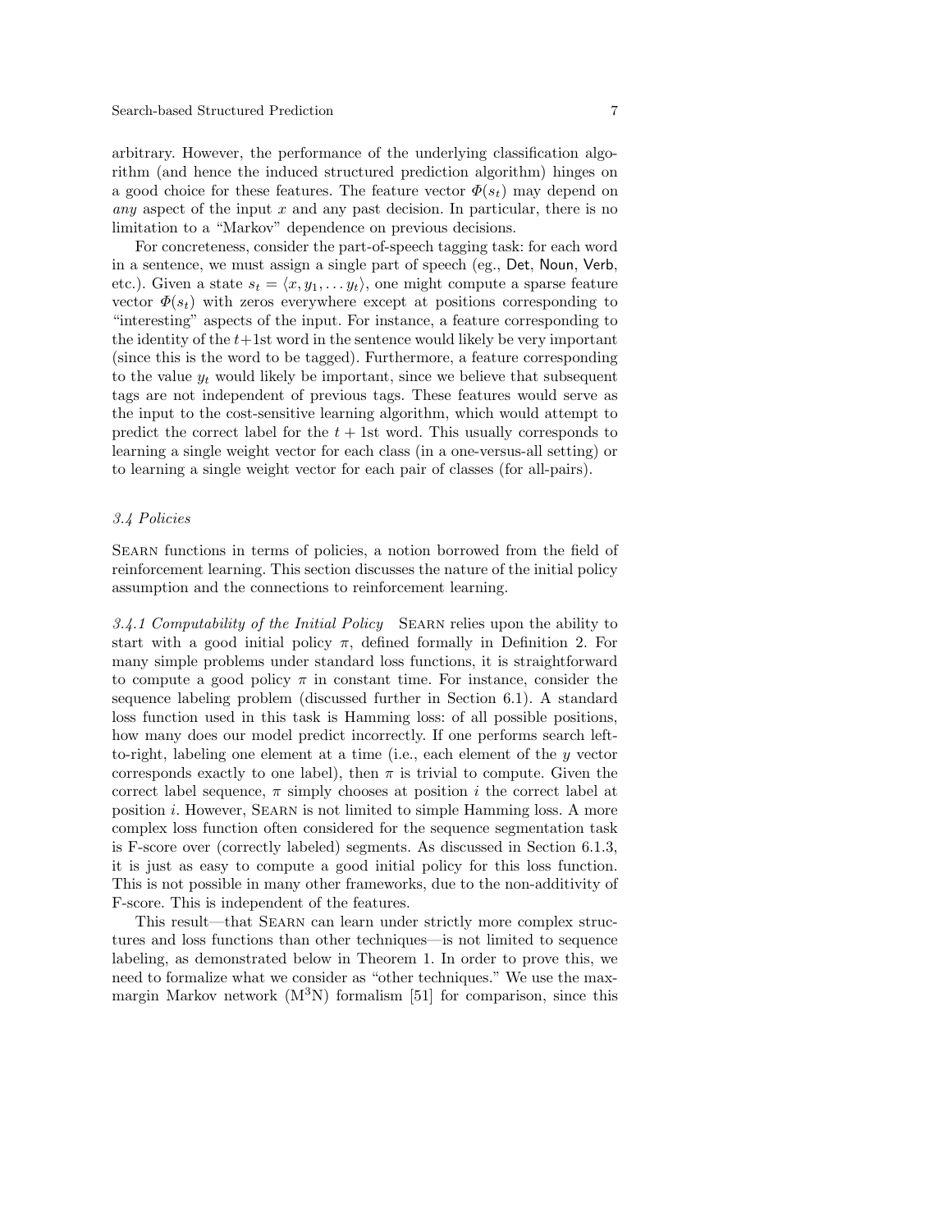arbitrary. However, the performance of the underlying classification algorithm (and hence the induced structured prediction algorithm) hinges on a good choice for these features. The feature vector $\Phi(s_t)$ may depend on *any* aspect of the input $x$ and any past decision. In particular, there is no limitation to a "Markov" dependence on previous decisions.

For concreteness, consider the part-of-speech tagging task: for each word in a sentence, we must assign a single part of speech (eg., Det, Noun, Verb, etc.). Given a state $s_t = \langle x, y_1, \dots y_t \rangle$, one might compute a sparse feature vector $\Phi(s_t)$ with zeros everywhere except at positions corresponding to "interesting" aspects of the input. For instance, a feature corresponding to the identity of the $t+1$st word in the sentence would likely be very important (since this is the word to be tagged). Furthermore, a feature corresponding to the value $y_t$ would likely be important, since we believe that subsequent tags are not independent of previous tags. These features would serve as the input to the cost-sensitive learning algorithm, which would attempt to predict the correct label for the $t + 1$st word. This usually corresponds to learning a single weight vector for each class (in a one-versus-all setting) or to learning a single weight vector for each pair of classes (for all-pairs).

### *3.4 Policies*

Searn functions in terms of policies, a notion borrowed from the field of reinforcement learning. This section discusses the nature of the initial policy assumption and the connections to reinforcement learning.

*3.4.1 Computability of the Initial Policy* Searn relies upon the ability to start with a good initial policy $\pi$, defined formally in Definition 2. For many simple problems under standard loss functions, it is straightforward to compute a good policy $\pi$ in constant time. For instance, consider the sequence labeling problem (discussed further in Section 6.1). A standard loss function used in this task is Hamming loss: of all possible positions, how many does our model predict incorrectly. If one performs search left-to-right, labeling one element at a time (i.e., each element of the $y$ vector corresponds exactly to one label), then $\pi$ is trivial to compute. Given the correct label sequence, $\pi$ simply chooses at position $i$ the correct label at position $i$. However, Searn is not limited to simple Hamming loss. A more complex loss function often considered for the sequence segmentation task is F-score over (correctly labeled) segments. As discussed in Section 6.1.3, it is just as easy to compute a good initial policy for this loss function. This is not possible in many other frameworks, due to the non-additivity of F-score. This is independent of the features.

This result—that Searn can learn under strictly more complex structures and loss functions than other techniques—is not limited to sequence labeling, as demonstrated below in Theorem 1. In order to prove this, we need to formalize what we consider as "other techniques." We use the max-margin Markov network ($\text{M}^3\text{N}$) formalism [51] for comparison, since this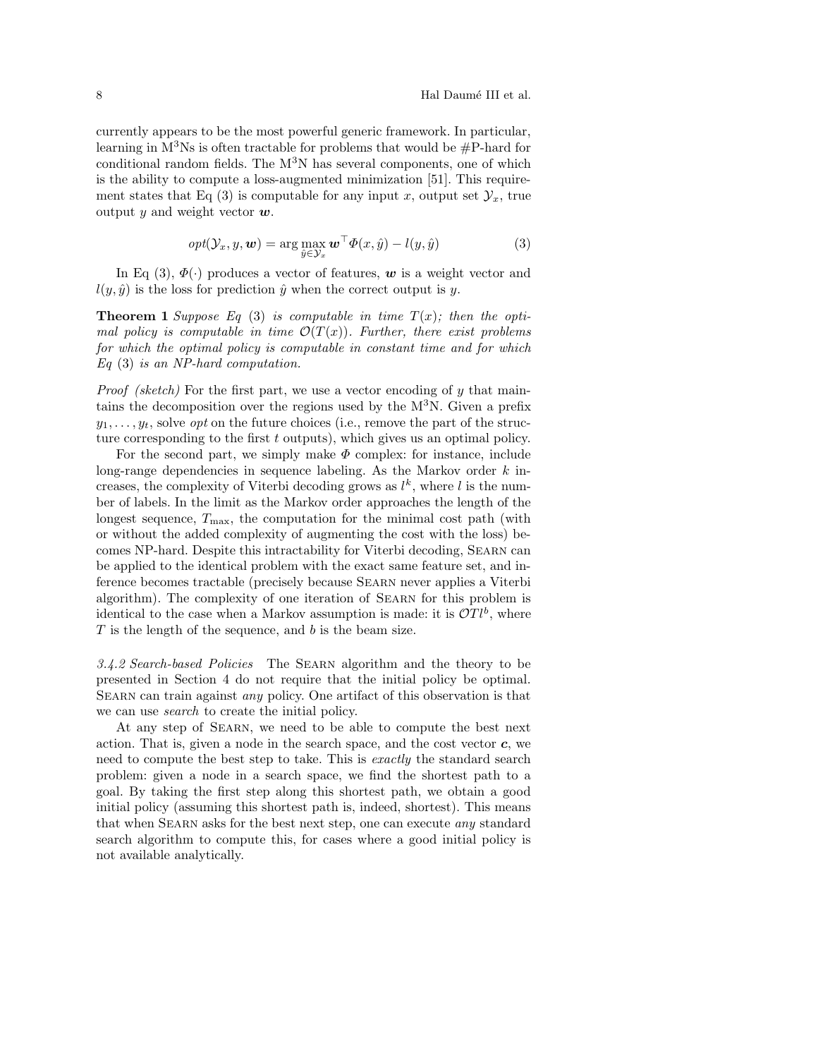currently appears to be the most powerful generic framework. In particular, learning in M$^3$Ns is often tractable for problems that would be #P-hard for conditional random fields. The M$^3$N has several components, one of which is the ability to compute a loss-augmented minimization [51]. This requirement states that Eq (3) is computable for any input $x$, output set $\mathcal{Y}_x$, true output $y$ and weight vector $\boldsymbol{w}$.

$$opt(\mathcal{Y}_x, y, \boldsymbol{w}) = \arg\max_{\hat{y} \in \mathcal{Y}_x} \boldsymbol{w}^\top \Phi(x, \hat{y}) - l(y, \hat{y}) \tag{3}$$

In Eq (3), $\Phi(\cdot)$ produces a vector of features, $\boldsymbol{w}$ is a weight vector and $l(y, \hat{y})$ is the loss for prediction $\hat{y}$ when the correct output is $y$.

**Theorem 1** *Suppose Eq* (3) *is computable in time $T(x)$; then the optimal policy is computable in time $\mathcal{O}(T(x))$. Further, there exist problems for which the optimal policy is computable in constant time and for which Eq* (3) *is an NP-hard computation.*

*Proof (sketch)* For the first part, we use a vector encoding of $y$ that maintains the decomposition over the regions used by the M$^3$N. Given a prefix $y_1, \dots, y_t$, solve *opt* on the future choices (i.e., remove the part of the structure corresponding to the first $t$ outputs), which gives us an optimal policy.

For the second part, we simply make $\Phi$ complex: for instance, include long-range dependencies in sequence labeling. As the Markov order $k$ increases, the complexity of Viterbi decoding grows as $l^k$, where $l$ is the number of labels. In the limit as the Markov order approaches the length of the longest sequence, $T_{\max}$, the computation for the minimal cost path (with or without the added complexity of augmenting the cost with the loss) becomes NP-hard. Despite this intractability for Viterbi decoding, Searn can be applied to the identical problem with the exact same feature set, and inference becomes tractable (precisely because Searn never applies a Viterbi algorithm). The complexity of one iteration of Searn for this problem is identical to the case when a Markov assumption is made: it is $\mathcal{O}Tl^b$, where $T$ is the length of the sequence, and $b$ is the beam size.

*3.4.2 Search-based Policies* The Searn algorithm and the theory to be presented in Section 4 do not require that the initial policy be optimal. Searn can train against *any* policy. One artifact of this observation is that we can use *search* to create the initial policy.

At any step of Searn, we need to be able to compute the best next action. That is, given a node in the search space, and the cost vector $\boldsymbol{c}$, we need to compute the best step to take. This is *exactly* the standard search problem: given a node in a search space, we find the shortest path to a goal. By taking the first step along this shortest path, we obtain a good initial policy (assuming this shortest path is, indeed, shortest). This means that when Searn asks for the best next step, one can execute *any* standard search algorithm to compute this, for cases where a good initial policy is not available analytically.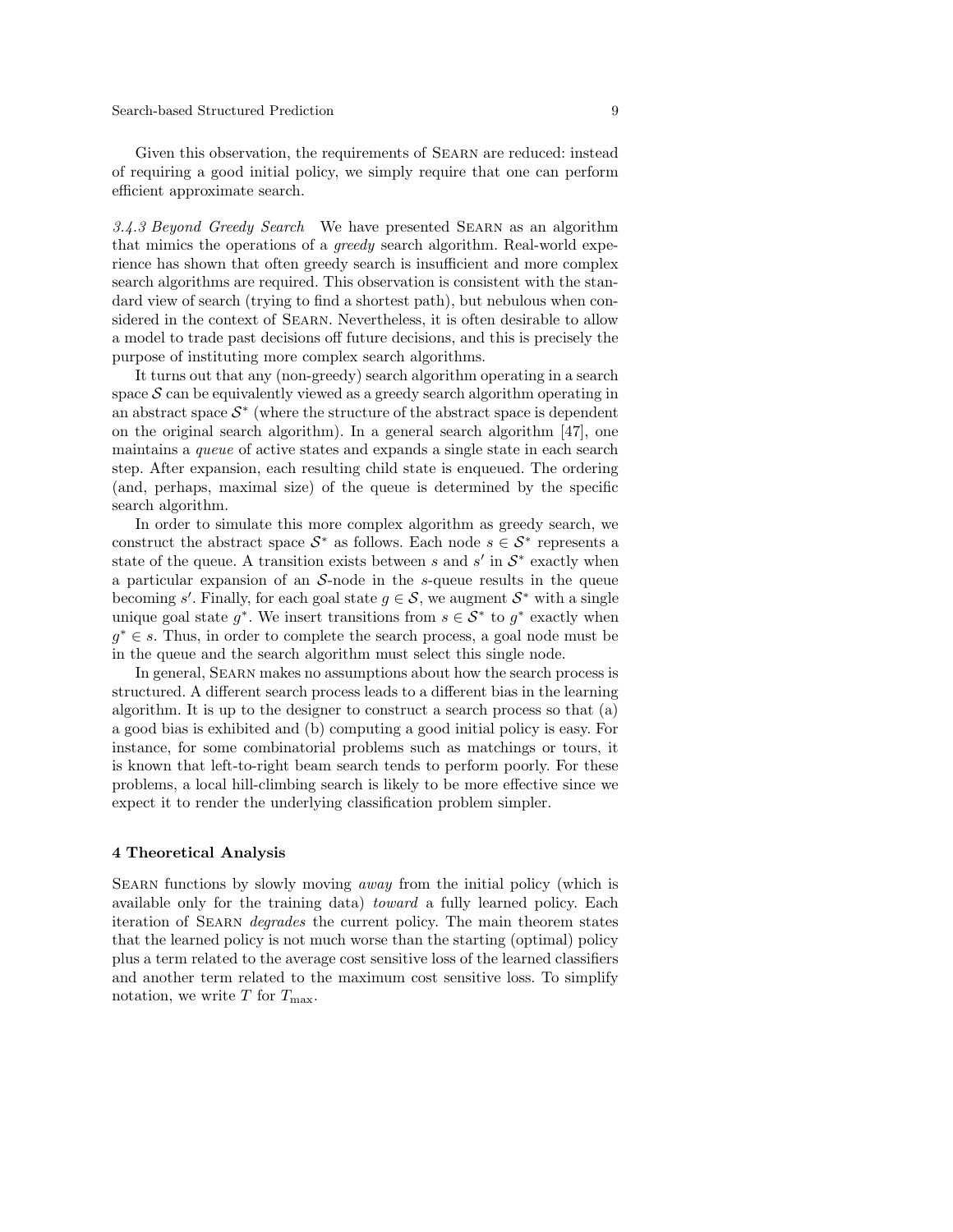Given this observation, the requirements of Searn are reduced: instead of requiring a good initial policy, we simply require that one can perform efficient approximate search.

*3.4.3 Beyond Greedy Search* We have presented Searn as an algorithm that mimics the operations of a *greedy* search algorithm. Real-world experience has shown that often greedy search is insufficient and more complex search algorithms are required. This observation is consistent with the standard view of search (trying to find a shortest path), but nebulous when considered in the context of Searn. Nevertheless, it is often desirable to allow a model to trade past decisions off future decisions, and this is precisely the purpose of instituting more complex search algorithms.

It turns out that any (non-greedy) search algorithm operating in a search space $\mathcal{S}$ can be equivalently viewed as a greedy search algorithm operating in an abstract space $\mathcal{S}^*$ (where the structure of the abstract space is dependent on the original search algorithm). In a general search algorithm [47], one maintains a *queue* of active states and expands a single state in each search step. After expansion, each resulting child state is enqueued. The ordering (and, perhaps, maximal size) of the queue is determined by the specific search algorithm.

In order to simulate this more complex algorithm as greedy search, we construct the abstract space $\mathcal{S}^*$ as follows. Each node $s \in \mathcal{S}^*$ represents a state of the queue. A transition exists between $s$ and $s'$ in $\mathcal{S}^*$ exactly when a particular expansion of an $\mathcal{S}$-node in the $s$-queue results in the queue becoming $s'$. Finally, for each goal state $g \in \mathcal{S}$, we augment $\mathcal{S}^*$ with a single unique goal state $g^*$. We insert transitions from $s \in \mathcal{S}^*$ to $g^*$ exactly when $g^* \in s$. Thus, in order to complete the search process, a goal node must be in the queue and the search algorithm must select this single node.

In general, Searn makes no assumptions about how the search process is structured. A different search process leads to a different bias in the learning algorithm. It is up to the designer to construct a search process so that (a) a good bias is exhibited and (b) computing a good initial policy is easy. For instance, for some combinatorial problems such as matchings or tours, it is known that left-to-right beam search tends to perform poorly. For these problems, a local hill-climbing search is likely to be more effective since we expect it to render the underlying classification problem simpler.

## 4 Theoretical Analysis

Searn functions by slowly moving *away* from the initial policy (which is available only for the training data) *toward* a fully learned policy. Each iteration of Searn *degrades* the current policy. The main theorem states that the learned policy is not much worse than the starting (optimal) policy plus a term related to the average cost sensitive loss of the learned classifiers and another term related to the maximum cost sensitive loss. To simplify notation, we write $T$ for $T_{\max}$.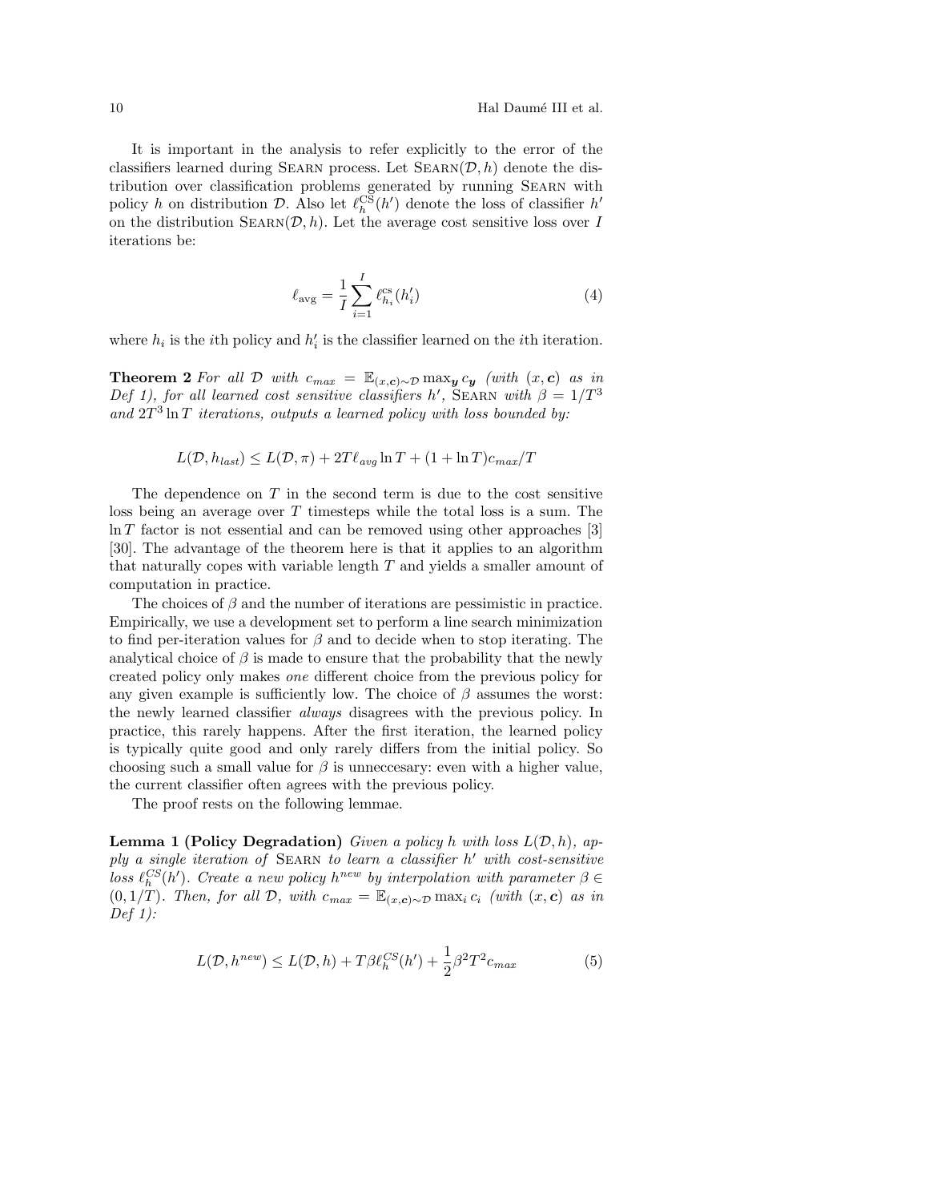It is important in the analysis to refer explicitly to the error of the classifiers learned during SEARN process. Let $\text{SEARN}(\mathcal{D}, h)$ denote the distribution over classification problems generated by running SEARN with policy $h$ on distribution $\mathcal{D}$. Also let $\ell_h^{\text{CS}}(h')$ denote the loss of classifier $h'$ on the distribution $\text{SEARN}(\mathcal{D}, h)$. Let the average cost sensitive loss over $I$ iterations be:

$$\ell_{\text{avg}} = \frac{1}{I} \sum_{i=1}^{I} \ell_{h_i}^{\text{cs}}(h_i') \tag{4}$$

where $h_i$ is the $i$th policy and $h_i'$ is the classifier learned on the $i$th iteration.

**Theorem 2** *For all $\mathcal{D}$ with $c_{max} = \mathbb{E}_{(x,\boldsymbol{c}) \sim \mathcal{D}} \max_{\boldsymbol{y}} c_{\boldsymbol{y}}$ (with $(x, \boldsymbol{c})$ as in Def 1), for all learned cost sensitive classifiers $h'$, SEARN with $\beta = 1/T^3$ and $2T^3 \ln T$ iterations, outputs a learned policy with loss bounded by:*

$$L(\mathcal{D}, h_{last}) \leq L(\mathcal{D}, \pi) + 2T\ell_{avg} \ln T + (1 + \ln T)c_{max}/T$$

The dependence on $T$ in the second term is due to the cost sensitive loss being an average over $T$ timesteps while the total loss is a sum. The $\ln T$ factor is not essential and can be removed using other approaches [3] [30]. The advantage of the theorem here is that it applies to an algorithm that naturally copes with variable length $T$ and yields a smaller amount of computation in practice.

The choices of $\beta$ and the number of iterations are pessimistic in practice. Empirically, we use a development set to perform a line search minimization to find per-iteration values for $\beta$ and to decide when to stop iterating. The analytical choice of $\beta$ is made to ensure that the probability that the newly created policy only makes *one* different choice from the previous policy for any given example is sufficiently low. The choice of $\beta$ assumes the worst: the newly learned classifier *always* disagrees with the previous policy. In practice, this rarely happens. After the first iteration, the learned policy is typically quite good and only rarely differs from the initial policy. So choosing such a small value for $\beta$ is unneccesary: even with a higher value, the current classifier often agrees with the previous policy.

The proof rests on the following lemmae.

**Lemma 1 (Policy Degradation)** *Given a policy $h$ with loss $L(\mathcal{D}, h)$, apply a single iteration of SEARN to learn a classifier $h'$ with cost-sensitive loss $\ell_h^{CS}(h')$. Create a new policy $h^{new}$ by interpolation with parameter $\beta \in (0, 1/T)$. Then, for all $\mathcal{D}$, with $c_{max} = \mathbb{E}_{(x,\boldsymbol{c}) \sim \mathcal{D}} \max_i c_i$ (with $(x, \boldsymbol{c})$ as in Def 1):*

$$L(\mathcal{D}, h^{new}) \leq L(\mathcal{D}, h) + T\beta\ell_h^{CS}(h') + \frac{1}{2}\beta^2 T^2 c_{max} \tag{5}$$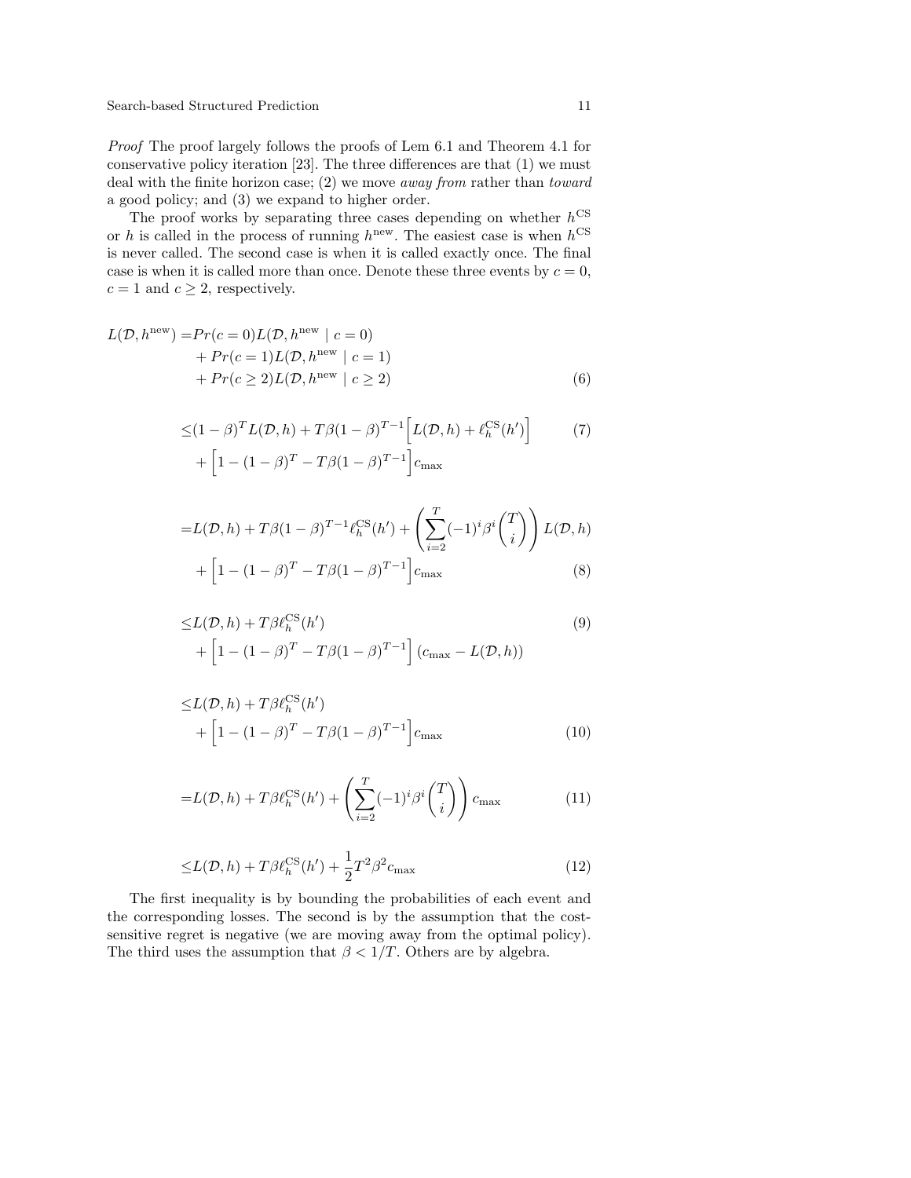*Proof* The proof largely follows the proofs of Lem 6.1 and Theorem 4.1 for conservative policy iteration [23]. The three differences are that (1) we must deal with the finite horizon case; (2) we move *away from* rather than *toward* a good policy; and (3) we expand to higher order.

The proof works by separating three cases depending on whether $h^{\text{CS}}$ or $h$ is called in the process of running $h^{\text{new}}$. The easiest case is when $h^{\text{CS}}$ is never called. The second case is when it is called exactly once. The final case is when it is called more than once. Denote these three events by $c = 0$, $c = 1$ and $c \geq 2$, respectively.

$$
\begin{aligned}
L(\mathcal{D}, h^{\text{new}}) =& Pr(c = 0) L(\mathcal{D}, h^{\text{new}} \mid c = 0) \\
&+ Pr(c = 1) L(\mathcal{D}, h^{\text{new}} \mid c = 1) \\
&+ Pr(c \geq 2) L(\mathcal{D}, h^{\text{new}} \mid c \geq 2)
\end{aligned} \tag{6}
$$

$$
\begin{aligned}
\leq& (1-\beta)^T L(\mathcal{D}, h) + T\beta(1-\beta)^{T-1}\Big[L(\mathcal{D}, h) + \ell_h^{\text{CS}}(h')\Big] \\
&+ \Big[1 - (1-\beta)^T - T\beta(1-\beta)^{T-1}\Big] c_{\max}
\end{aligned} \tag{7}
$$

$$
\begin{aligned}
=& L(\mathcal{D}, h) + T\beta(1-\beta)^{T-1}\ell_h^{\text{CS}}(h') + \left(\sum_{i=2}^{T} (-1)^i \beta^i \binom{T}{i}\right) L(\mathcal{D}, h) \\
&+ \Big[1 - (1-\beta)^T - T\beta(1-\beta)^{T-1}\Big] c_{\max}
\end{aligned} \tag{8}
$$

$$
\begin{aligned}
\leq& L(\mathcal{D}, h) + T\beta \ell_h^{\text{CS}}(h') \\
&+ \Big[1 - (1-\beta)^T - T\beta(1-\beta)^{T-1}\Big] (c_{\max} - L(\mathcal{D}, h))
\end{aligned} \tag{9}
$$

$$
\begin{aligned}
\leq& L(\mathcal{D}, h) + T\beta \ell_h^{\text{CS}}(h') \\
&+ \Big[1 - (1-\beta)^T - T\beta(1-\beta)^{T-1}\Big] c_{\max}
\end{aligned} \tag{10}
$$

$$
= L(\mathcal{D}, h) + T\beta \ell_h^{\text{CS}}(h') + \left(\sum_{i=2}^{T} (-1)^i \beta^i \binom{T}{i}\right) c_{\max} \tag{11}
$$

$$
\leq L(\mathcal{D}, h) + T\beta \ell_h^{\text{CS}}(h') + \frac{1}{2} T^2 \beta^2 c_{\max} \tag{12}
$$

The first inequality is by bounding the probabilities of each event and the corresponding losses. The second is by the assumption that the cost-sensitive regret is negative (we are moving away from the optimal policy). The third uses the assumption that $\beta < 1/T$. Others are by algebra.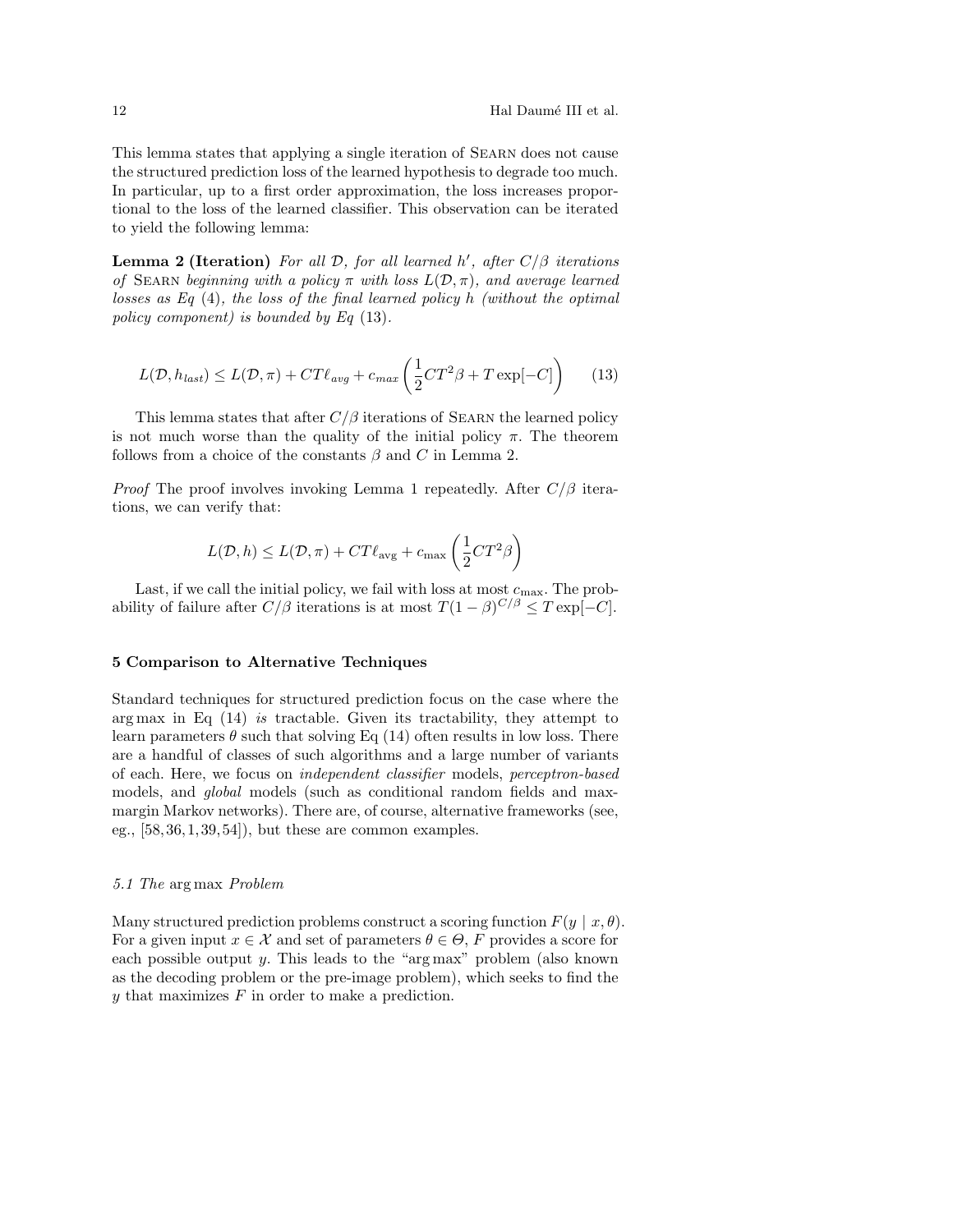This lemma states that applying a single iteration of Searn does not cause the structured prediction loss of the learned hypothesis to degrade too much. In particular, up to a first order approximation, the loss increases proportional to the loss of the learned classifier. This observation can be iterated to yield the following lemma:

**Lemma 2 (Iteration)** *For all $\mathcal{D}$, for all learned $h'$, after $C/\beta$ iterations of* Searn *beginning with a policy $\pi$ with loss $L(\mathcal{D}, \pi)$, and average learned losses as Eq (4), the loss of the final learned policy $h$ (without the optimal policy component) is bounded by Eq (13).*

$$L(\mathcal{D}, h_{last}) \leq L(\mathcal{D}, \pi) + CT\ell_{avg} + c_{max}\left(\frac{1}{2}CT^2\beta + T\exp[-C]\right) \qquad (13)$$

This lemma states that after $C/\beta$ iterations of Searn the learned policy is not much worse than the quality of the initial policy $\pi$. The theorem follows from a choice of the constants $\beta$ and $C$ in Lemma 2.

*Proof* The proof involves invoking Lemma 1 repeatedly. After $C/\beta$ iterations, we can verify that:

$$L(\mathcal{D}, h) \leq L(\mathcal{D}, \pi) + CT\ell_{\text{avg}} + c_{\max}\left(\frac{1}{2}CT^2\beta\right)$$

Last, if we call the initial policy, we fail with loss at most $c_{\max}$. The probability of failure after $C/\beta$ iterations is at most $T(1-\beta)^{C/\beta} \leq T\exp[-C]$.

## 5 Comparison to Alternative Techniques

Standard techniques for structured prediction focus on the case where the $\arg\max$ in Eq (14) *is* tractable. Given its tractability, they attempt to learn parameters $\theta$ such that solving Eq (14) often results in low loss. There are a handful of classes of such algorithms and a large number of variants of each. Here, we focus on *independent classifier* models, *perceptron-based* models, and *global* models (such as conditional random fields and max-margin Markov networks). There are, of course, alternative frameworks (see, eg., [58, 36, 1, 39, 54]), but these are common examples.

### 5.1 The $\arg\max$ Problem

Many structured prediction problems construct a scoring function $F(y \mid x, \theta)$. For a given input $x \in \mathcal{X}$ and set of parameters $\theta \in \Theta$, $F$ provides a score for each possible output $y$. This leads to the "$\arg\max$" problem (also known as the decoding problem or the pre-image problem), which seeks to find the $y$ that maximizes $F$ in order to make a prediction.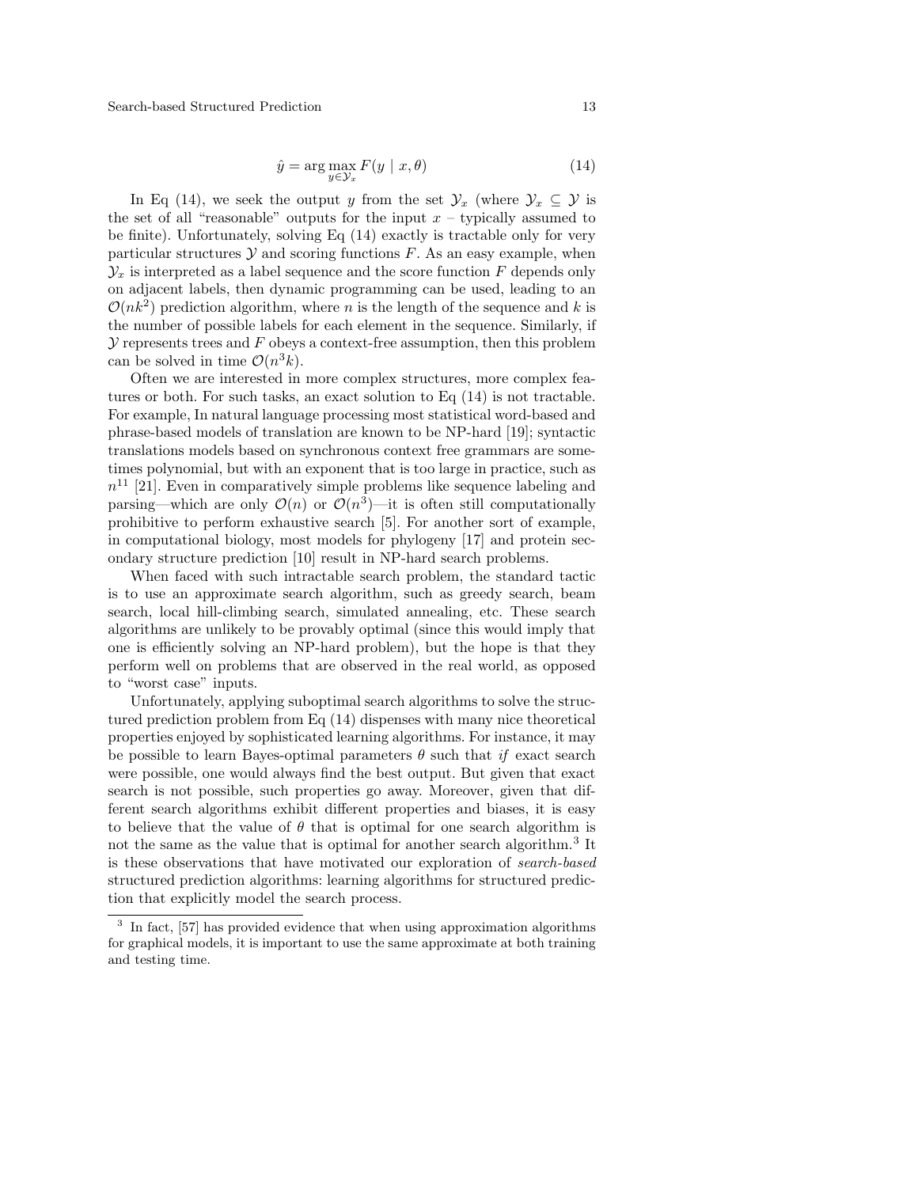$$\hat{y} = \arg\max_{y \in \mathcal{Y}_x} F(y \mid x, \theta) \tag{14}$$

In Eq (14), we seek the output $y$ from the set $\mathcal{Y}_x$ (where $\mathcal{Y}_x \subseteq \mathcal{Y}$ is the set of all "reasonable" outputs for the input $x$ – typically assumed to be finite). Unfortunately, solving Eq (14) exactly is tractable only for very particular structures $\mathcal{Y}$ and scoring functions $F$. As an easy example, when $\mathcal{Y}_x$ is interpreted as a label sequence and the score function $F$ depends only on adjacent labels, then dynamic programming can be used, leading to an $\mathcal{O}(nk^2)$ prediction algorithm, where $n$ is the length of the sequence and $k$ is the number of possible labels for each element in the sequence. Similarly, if $\mathcal{Y}$ represents trees and $F$ obeys a context-free assumption, then this problem can be solved in time $\mathcal{O}(n^3k)$.

Often we are interested in more complex structures, more complex features or both. For such tasks, an exact solution to Eq (14) is not tractable. For example, In natural language processing most statistical word-based and phrase-based models of translation are known to be NP-hard [19]; syntactic translations models based on synchronous context free grammars are sometimes polynomial, but with an exponent that is too large in practice, such as $n^{11}$ [21]. Even in comparatively simple problems like sequence labeling and parsing—which are only $\mathcal{O}(n)$ or $\mathcal{O}(n^3)$—it is often still computationally prohibitive to perform exhaustive search [5]. For another sort of example, in computational biology, most models for phylogeny [17] and protein secondary structure prediction [10] result in NP-hard search problems.

When faced with such intractable search problem, the standard tactic is to use an approximate search algorithm, such as greedy search, beam search, local hill-climbing search, simulated annealing, etc. These search algorithms are unlikely to be provably optimal (since this would imply that one is efficiently solving an NP-hard problem), but the hope is that they perform well on problems that are observed in the real world, as opposed to "worst case" inputs.

Unfortunately, applying suboptimal search algorithms to solve the structured prediction problem from Eq (14) dispenses with many nice theoretical properties enjoyed by sophisticated learning algorithms. For instance, it may be possible to learn Bayes-optimal parameters $\theta$ such that *if* exact search were possible, one would always find the best output. But given that exact search is not possible, such properties go away. Moreover, given that different search algorithms exhibit different properties and biases, it is easy to believe that the value of $\theta$ that is optimal for one search algorithm is not the same as the value that is optimal for another search algorithm.[3] It is these observations that have motivated our exploration of *search-based* structured prediction algorithms: learning algorithms for structured prediction that explicitly model the search process.

[3] In fact, [57] has provided evidence that when using approximation algorithms for graphical models, it is important to use the same approximate at both training and testing time.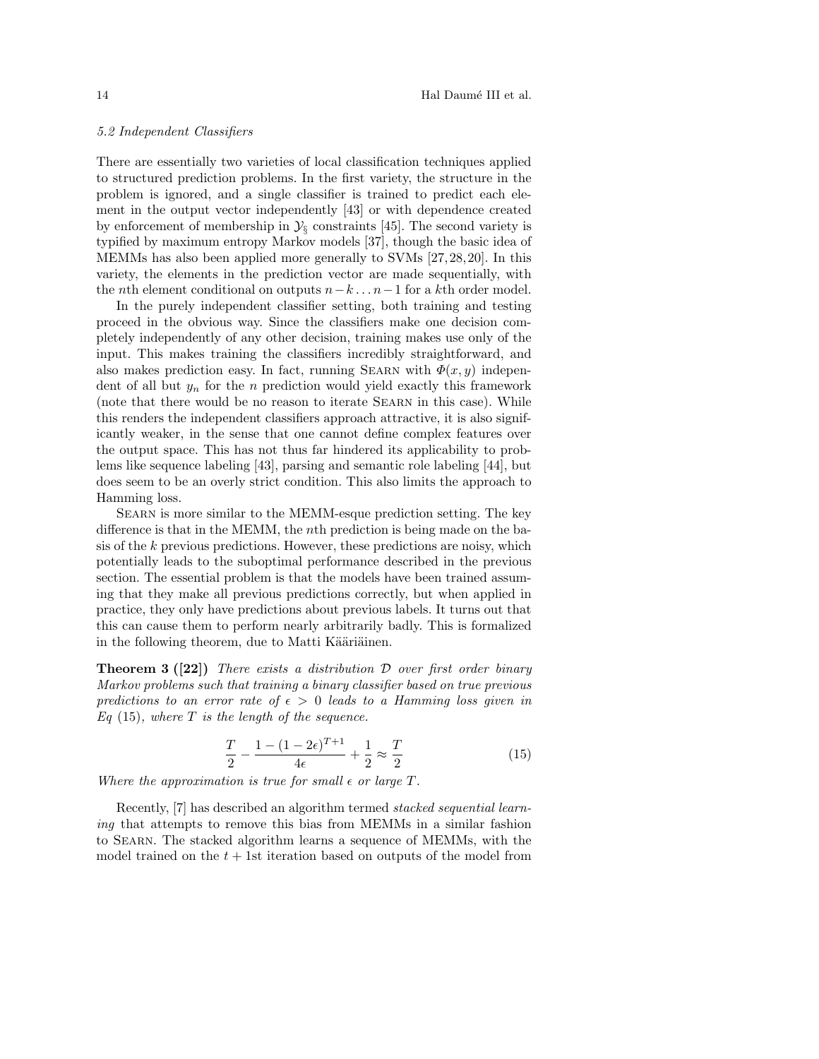### 5.2 Independent Classifiers

There are essentially two varieties of local classification techniques applied to structured prediction problems. In the first variety, the structure in the problem is ignored, and a single classifier is trained to predict each element in the output vector independently [43] or with dependence created by enforcement of membership in $\mathcal{Y}_{\S}$ constraints [45]. The second variety is typified by maximum entropy Markov models [37], though the basic idea of MEMMs has also been applied more generally to SVMs [27, 28, 20]. In this variety, the elements in the prediction vector are made sequentially, with the $n$th element conditional on outputs $n-k \dots n-1$ for a $k$th order model.

In the purely independent classifier setting, both training and testing proceed in the obvious way. Since the classifiers make one decision completely independently of any other decision, training makes use only of the input. This makes training the classifiers incredibly straightforward, and also makes prediction easy. In fact, running Searn with $\Phi(x, y)$ independent of all but $y_n$ for the $n$ prediction would yield exactly this framework (note that there would be no reason to iterate Searn in this case). While this renders the independent classifiers approach attractive, it is also significantly weaker, in the sense that one cannot define complex features over the output space. This has not thus far hindered its applicability to problems like sequence labeling [43], parsing and semantic role labeling [44], but does seem to be an overly strict condition. This also limits the approach to Hamming loss.

Searn is more similar to the MEMM-esque prediction setting. The key difference is that in the MEMM, the $n$th prediction is being made on the basis of the $k$ previous predictions. However, these predictions are noisy, which potentially leads to the suboptimal performance described in the previous section. The essential problem is that the models have been trained assuming that they make all previous predictions correctly, but when applied in practice, they only have predictions about previous labels. It turns out that this can cause them to perform nearly arbitrarily badly. This is formalized in the following theorem, due to Matti Kääriäinen.

**Theorem 3 ([22])** *There exists a distribution $\mathcal{D}$ over first order binary Markov problems such that training a binary classifier based on true previous predictions to an error rate of $\epsilon > 0$ leads to a Hamming loss given in Eq (15), where $T$ is the length of the sequence.*

$$\frac{T}{2} - \frac{1 - (1 - 2\epsilon)^{T+1}}{4\epsilon} + \frac{1}{2} \approx \frac{T}{2} \tag{15}$$

*Where the approximation is true for small $\epsilon$ or large $T$.*

Recently, [7] has described an algorithm termed *stacked sequential learning* that attempts to remove this bias from MEMMs in a similar fashion to Searn. The stacked algorithm learns a sequence of MEMMs, with the model trained on the $t+1$st iteration based on outputs of the model from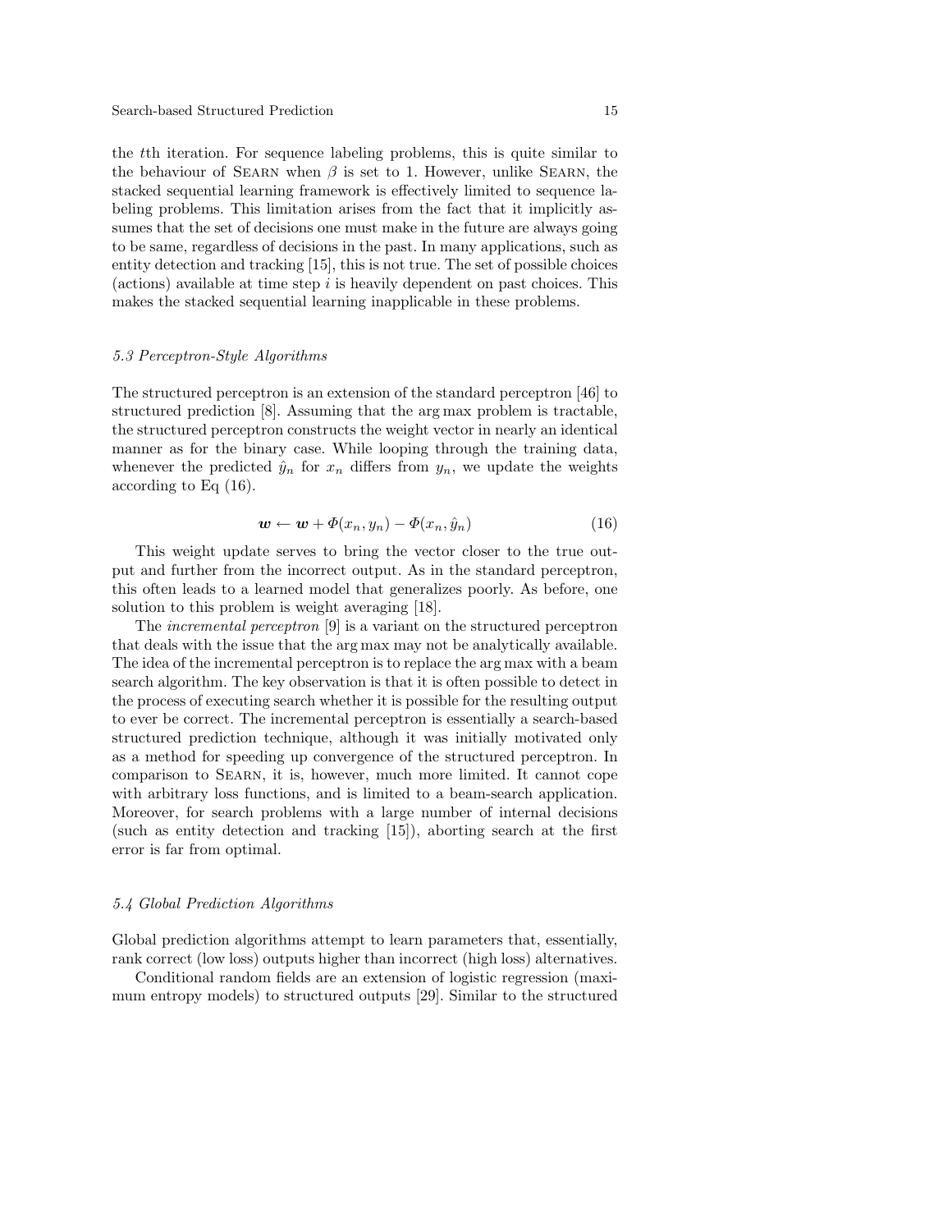the $t$th iteration. For sequence labeling problems, this is quite similar to the behaviour of Searn when $\beta$ is set to 1. However, unlike Searn, the stacked sequential learning framework is effectively limited to sequence labeling problems. This limitation arises from the fact that it implicitly assumes that the set of decisions one must make in the future are always going to be same, regardless of decisions in the past. In many applications, such as entity detection and tracking [15], this is not true. The set of possible choices (actions) available at time step $i$ is heavily dependent on past choices. This makes the stacked sequential learning inapplicable in these problems.

### *5.3 Perceptron-Style Algorithms*

The structured perceptron is an extension of the standard perceptron [46] to structured prediction [8]. Assuming that the arg max problem is tractable, the structured perceptron constructs the weight vector in nearly an identical manner as for the binary case. While looping through the training data, whenever the predicted $\hat{y}_n$ for $x_n$ differs from $y_n$, we update the weights according to Eq (16).

$$\boldsymbol{w} \leftarrow \boldsymbol{w} + \Phi(x_n, y_n) - \Phi(x_n, \hat{y}_n) \tag{16}$$

This weight update serves to bring the vector closer to the true output and further from the incorrect output. As in the standard perceptron, this often leads to a learned model that generalizes poorly. As before, one solution to this problem is weight averaging [18].

The *incremental perceptron* [9] is a variant on the structured perceptron that deals with the issue that the arg max may not be analytically available. The idea of the incremental perceptron is to replace the arg max with a beam search algorithm. The key observation is that it is often possible to detect in the process of executing search whether it is possible for the resulting output to ever be correct. The incremental perceptron is essentially a search-based structured prediction technique, although it was initially motivated only as a method for speeding up convergence of the structured perceptron. In comparison to Searn, it is, however, much more limited. It cannot cope with arbitrary loss functions, and is limited to a beam-search application. Moreover, for search problems with a large number of internal decisions (such as entity detection and tracking [15]), aborting search at the first error is far from optimal.

### *5.4 Global Prediction Algorithms*

Global prediction algorithms attempt to learn parameters that, essentially, rank correct (low loss) outputs higher than incorrect (high loss) alternatives.

Conditional random fields are an extension of logistic regression (maximum entropy models) to structured outputs [29]. Similar to the structured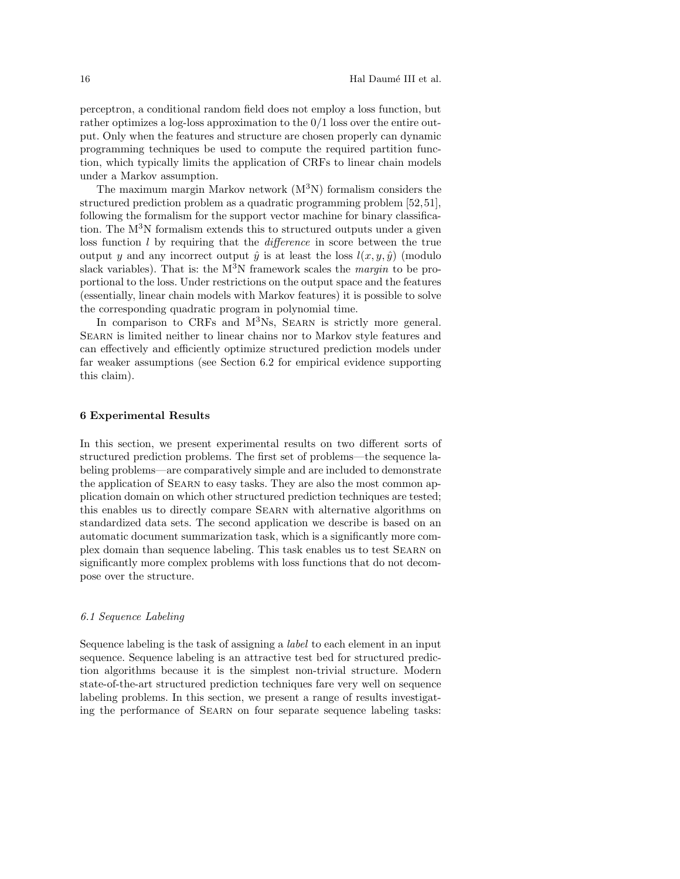perceptron, a conditional random field does not employ a loss function, but rather optimizes a log-loss approximation to the 0/1 loss over the entire output. Only when the features and structure are chosen properly can dynamic programming techniques be used to compute the required partition function, which typically limits the application of CRFs to linear chain models under a Markov assumption.

The maximum margin Markov network ($M^3N$) formalism considers the structured prediction problem as a quadratic programming problem [52, 51], following the formalism for the support vector machine for binary classification. The $M^3N$ formalism extends this to structured outputs under a given loss function $l$ by requiring that the *difference* in score between the true output $y$ and any incorrect output $\hat{y}$ is at least the loss $l(x, y, \hat{y})$ (modulo slack variables). That is: the $M^3N$ framework scales the *margin* to be proportional to the loss. Under restrictions on the output space and the features (essentially, linear chain models with Markov features) it is possible to solve the corresponding quadratic program in polynomial time.

In comparison to CRFs and $M^3Ns$, Searn is strictly more general. Searn is limited neither to linear chains nor to Markov style features and can effectively and efficiently optimize structured prediction models under far weaker assumptions (see Section 6.2 for empirical evidence supporting this claim).

## 6 Experimental Results

In this section, we present experimental results on two different sorts of structured prediction problems. The first set of problems—the sequence labeling problems—are comparatively simple and are included to demonstrate the application of Searn to easy tasks. They are also the most common application domain on which other structured prediction techniques are tested; this enables us to directly compare Searn with alternative algorithms on standardized data sets. The second application we describe is based on an automatic document summarization task, which is a significantly more complex domain than sequence labeling. This task enables us to test Searn on significantly more complex problems with loss functions that do not decompose over the structure.

### 6.1 Sequence Labeling

Sequence labeling is the task of assigning a *label* to each element in an input sequence. Sequence labeling is an attractive test bed for structured prediction algorithms because it is the simplest non-trivial structure. Modern state-of-the-art structured prediction techniques fare very well on sequence labeling problems. In this section, we present a range of results investigating the performance of Searn on four separate sequence labeling tasks: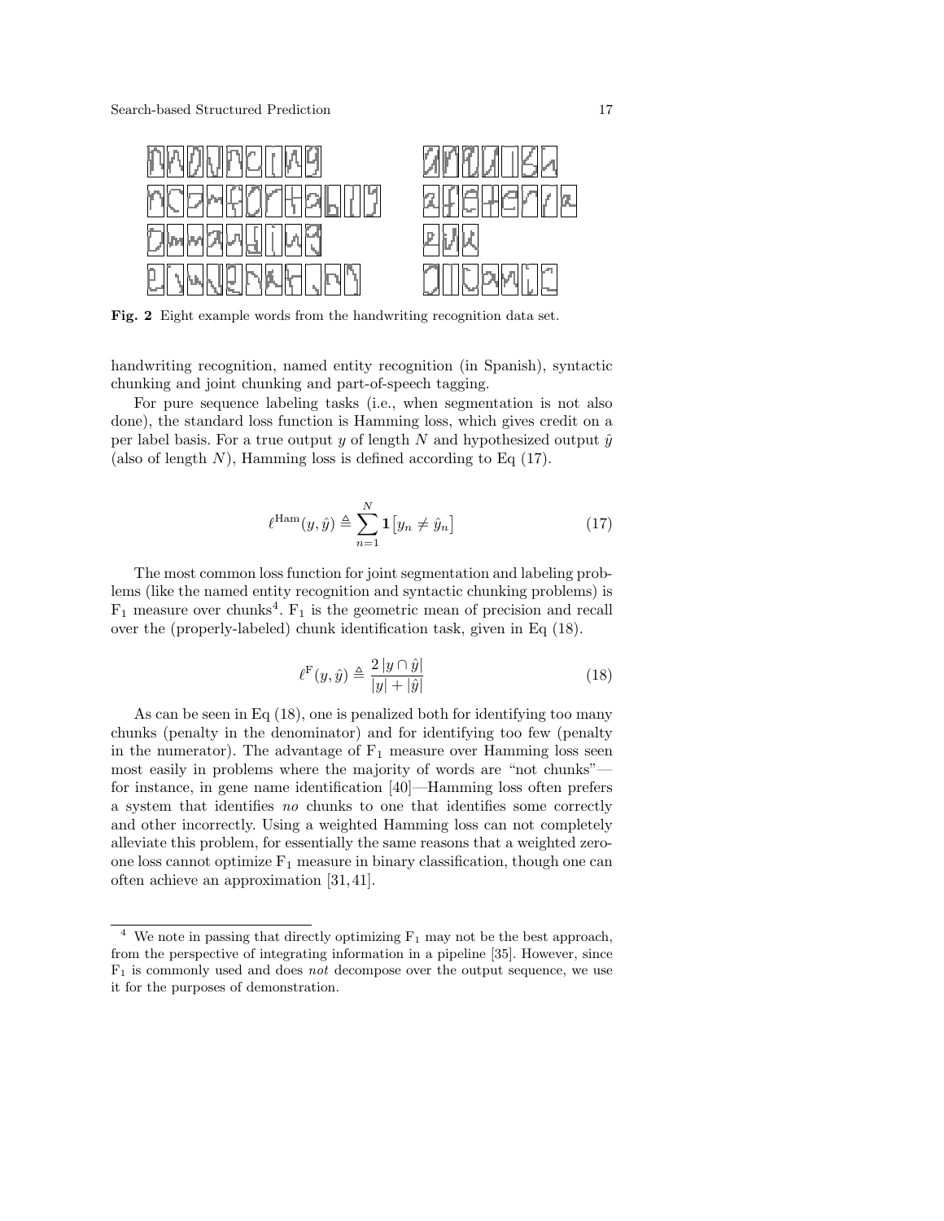Fig. 2 Eight example words from the handwriting recognition data set.

handwriting recognition, named entity recognition (in Spanish), syntactic chunking and joint chunking and part-of-speech tagging.

For pure sequence labeling tasks (i.e., when segmentation is not also done), the standard loss function is Hamming loss, which gives credit on a per label basis. For a true output $y$ of length $N$ and hypothesized output $\hat{y}$ (also of length $N$), Hamming loss is defined according to Eq (17).

$$\ell^{\text{Ham}}(y, \hat{y}) \triangleq \sum_{n=1}^{N} \mathbf{1}\left[y_n \neq \hat{y}_n\right] \tag{17}$$

The most common loss function for joint segmentation and labeling problems (like the named entity recognition and syntactic chunking problems) is $\text{F}_1$ measure over chunks[4]. $\text{F}_1$ is the geometric mean of precision and recall over the (properly-labeled) chunk identification task, given in Eq (18).

$$\ell^{\text{F}}(y, \hat{y}) \triangleq \frac{2\,|y \cap \hat{y}|}{|y| + |\hat{y}|} \tag{18}$$

As can be seen in Eq (18), one is penalized both for identifying too many chunks (penalty in the denominator) and for identifying too few (penalty in the numerator). The advantage of $\text{F}_1$ measure over Hamming loss seen most easily in problems where the majority of words are "not chunks"—for instance, in gene name identification [40]—Hamming loss often prefers a system that identifies *no* chunks to one that identifies some correctly and other incorrectly. Using a weighted Hamming loss can not completely alleviate this problem, for essentially the same reasons that a weighted zero-one loss cannot optimize $\text{F}_1$ measure in binary classification, though one can often achieve an approximation [31, 41].

[4] We note in passing that directly optimizing $\text{F}_1$ may not be the best approach, from the perspective of integrating information in a pipeline [35]. However, since $\text{F}_1$ is commonly used and does *not* decompose over the output sequence, we use it for the purposes of demonstration.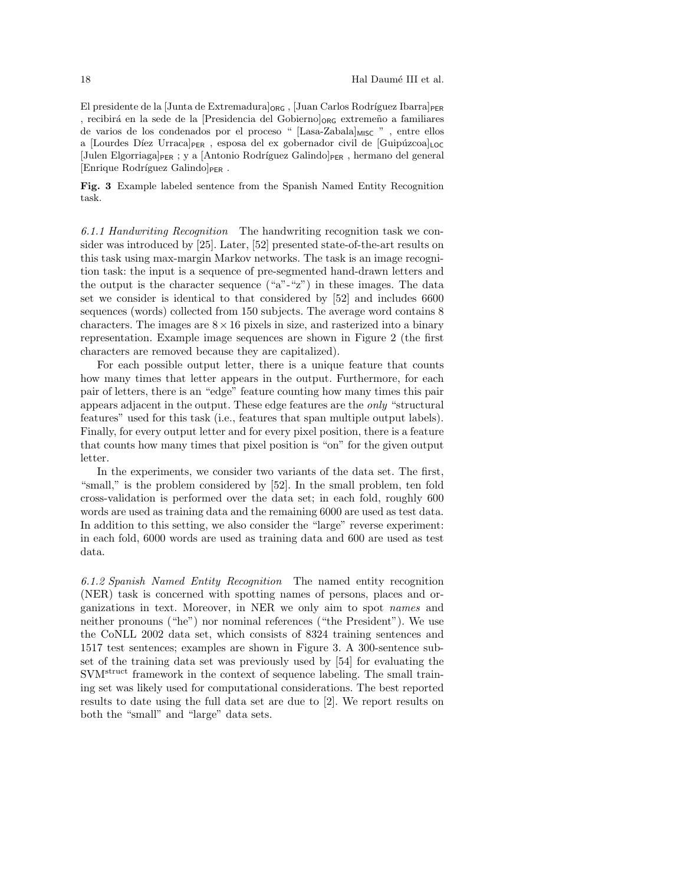El presidente de la [Junta de Extremadura]$_{\mathsf{ORG}}$ , [Juan Carlos Rodríguez Ibarra]$_{\mathsf{PER}}$ , recibirá en la sede de la [Presidencia del Gobierno]$_{\mathsf{ORG}}$ extremeño a familiares de varios de los condenados por el proceso " [Lasa-Zabala]$_{\mathsf{MISC}}$ " , entre ellos a [Lourdes Díez Urraca]$_{\mathsf{PER}}$ , esposa del ex gobernador civil de [Guipúzcoa]$_{\mathsf{LOC}}$ [Julen Elgorriaga]$_{\mathsf{PER}}$ ; y a [Antonio Rodríguez Galindo]$_{\mathsf{PER}}$ , hermano del general [Enrique Rodríguez Galindo]$_{\mathsf{PER}}$ .

**Fig. 3** Example labeled sentence from the Spanish Named Entity Recognition task.

*6.1.1 Handwriting Recognition* The handwriting recognition task we consider was introduced by [25]. Later, [52] presented state-of-the-art results on this task using max-margin Markov networks. The task is an image recognition task: the input is a sequence of pre-segmented hand-drawn letters and the output is the character sequence ("a"-"z") in these images. The data set we consider is identical to that considered by [52] and includes 6600 sequences (words) collected from 150 subjects. The average word contains 8 characters. The images are $8 \times 16$ pixels in size, and rasterized into a binary representation. Example image sequences are shown in Figure 2 (the first characters are removed because they are capitalized).

For each possible output letter, there is a unique feature that counts how many times that letter appears in the output. Furthermore, for each pair of letters, there is an "edge" feature counting how many times this pair appears adjacent in the output. These edge features are the *only* "structural features" used for this task (i.e., features that span multiple output labels). Finally, for every output letter and for every pixel position, there is a feature that counts how many times that pixel position is "on" for the given output letter.

In the experiments, we consider two variants of the data set. The first, "small," is the problem considered by [52]. In the small problem, ten fold cross-validation is performed over the data set; in each fold, roughly 600 words are used as training data and the remaining 6000 are used as test data. In addition to this setting, we also consider the "large" reverse experiment: in each fold, 6000 words are used as training data and 600 are used as test data.

*6.1.2 Spanish Named Entity Recognition* The named entity recognition (NER) task is concerned with spotting names of persons, places and organizations in text. Moreover, in NER we only aim to spot *names* and neither pronouns ("he") nor nominal references ("the President"). We use the CoNLL 2002 data set, which consists of 8324 training sentences and 1517 test sentences; examples are shown in Figure 3. A 300-sentence subset of the training data set was previously used by [54] for evaluating the SVM$^{\text{struct}}$ framework in the context of sequence labeling. The small training set was likely used for computational considerations. The best reported results to date using the full data set are due to [2]. We report results on both the "small" and "large" data sets.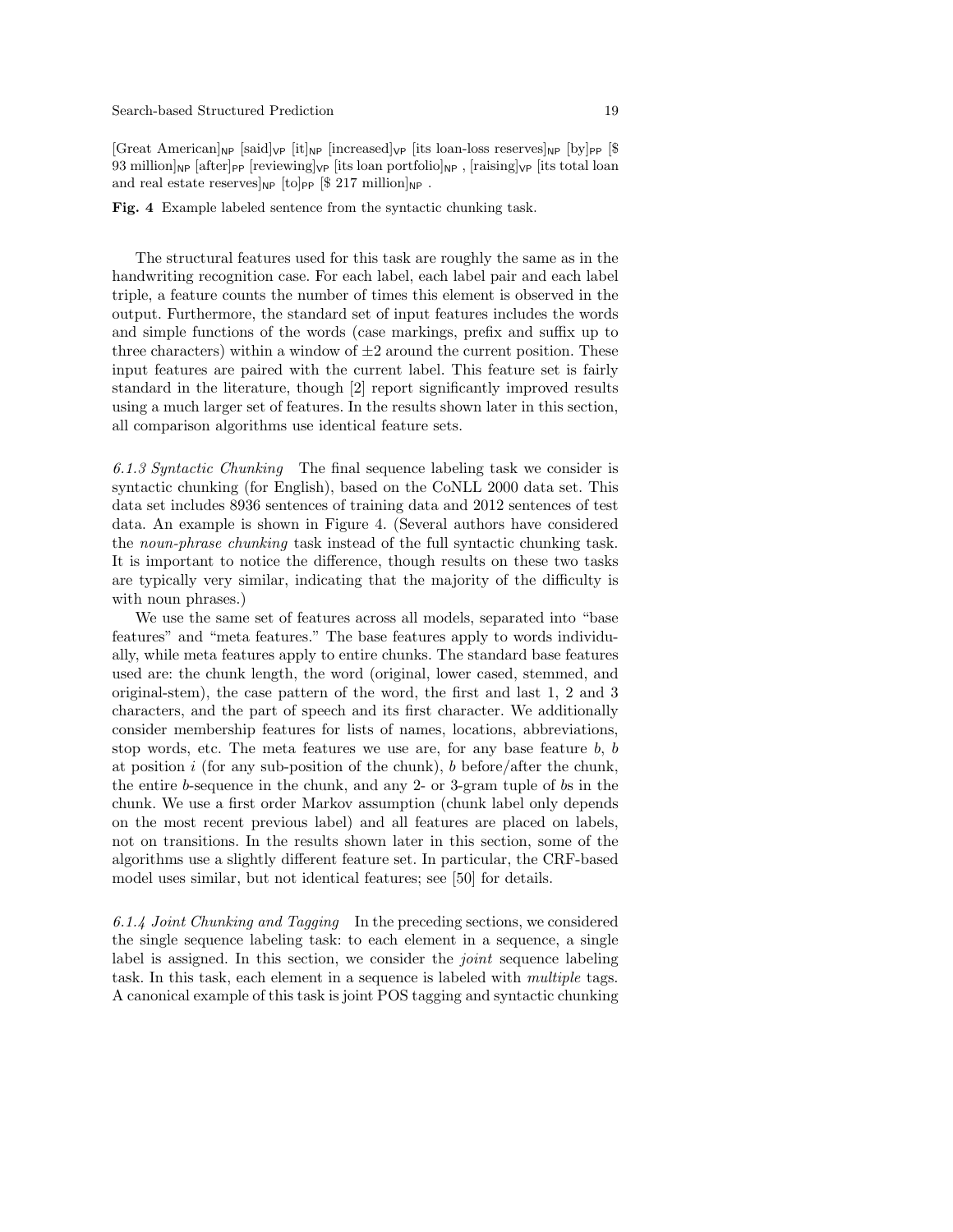[Great American]$_{\text{NP}}$ [said]$_{\text{VP}}$ [it]$_{\text{NP}}$ [increased]$_{\text{VP}}$ [its loan-loss reserves]$_{\text{NP}}$ [by]$_{\text{PP}}$ [\$ 93 million]$_{\text{NP}}$ [after]$_{\text{PP}}$ [reviewing]$_{\text{VP}}$ [its loan portfolio]$_{\text{NP}}$ , [raising]$_{\text{VP}}$ [its total loan and real estate reserves]$_{\text{NP}}$ [to]$_{\text{PP}}$ [\$ 217 million]$_{\text{NP}}$ .

**Fig. 4** Example labeled sentence from the syntactic chunking task.

The structural features used for this task are roughly the same as in the handwriting recognition case. For each label, each label pair and each label triple, a feature counts the number of times this element is observed in the output. Furthermore, the standard set of input features includes the words and simple functions of the words (case markings, prefix and suffix up to three characters) within a window of $\pm 2$ around the current position. These input features are paired with the current label. This feature set is fairly standard in the literature, though [2] report significantly improved results using a much larger set of features. In the results shown later in this section, all comparison algorithms use identical feature sets.

*6.1.3 Syntactic Chunking* The final sequence labeling task we consider is syntactic chunking (for English), based on the CoNLL 2000 data set. This data set includes 8936 sentences of training data and 2012 sentences of test data. An example is shown in Figure 4. (Several authors have considered the *noun-phrase chunking* task instead of the full syntactic chunking task. It is important to notice the difference, though results on these two tasks are typically very similar, indicating that the majority of the difficulty is with noun phrases.)

We use the same set of features across all models, separated into "base features" and "meta features." The base features apply to words individually, while meta features apply to entire chunks. The standard base features used are: the chunk length, the word (original, lower cased, stemmed, and original-stem), the case pattern of the word, the first and last 1, 2 and 3 characters, and the part of speech and its first character. We additionally consider membership features for lists of names, locations, abbreviations, stop words, etc. The meta features we use are, for any base feature $b$, $b$ at position $i$ (for any sub-position of the chunk), $b$ before/after the chunk, the entire $b$-sequence in the chunk, and any 2- or 3-gram tuple of $b$s in the chunk. We use a first order Markov assumption (chunk label only depends on the most recent previous label) and all features are placed on labels, not on transitions. In the results shown later in this section, some of the algorithms use a slightly different feature set. In particular, the CRF-based model uses similar, but not identical features; see [50] for details.

*6.1.4 Joint Chunking and Tagging* In the preceding sections, we considered the single sequence labeling task: to each element in a sequence, a single label is assigned. In this section, we consider the *joint* sequence labeling task. In this task, each element in a sequence is labeled with *multiple* tags. A canonical example of this task is joint POS tagging and syntactic chunking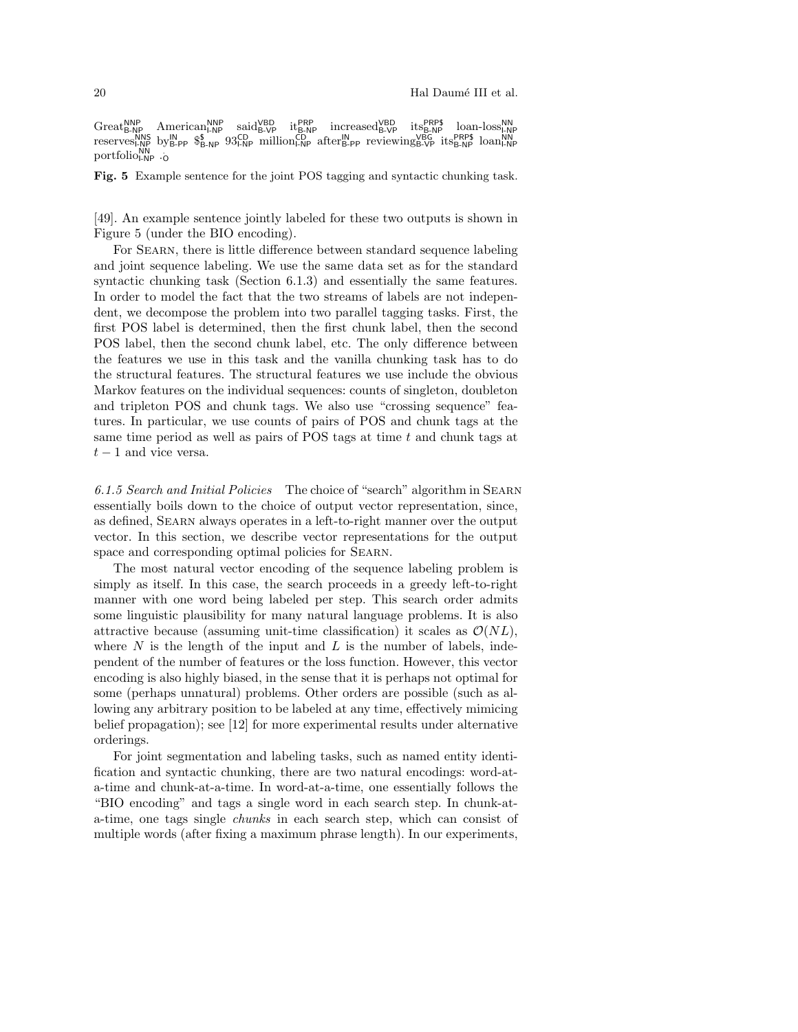Great$^{\text{NNP}}_{\text{B-NP}}$ American$^{\text{NNP}}_{\text{I-NP}}$ said$^{\text{VBD}}_{\text{B-VP}}$ it$^{\text{PRP}}_{\text{B-NP}}$ increased$^{\text{VBD}}_{\text{B-VP}}$ its$^{\text{PRP\$}}_{\text{B-NP}}$ loan-loss$^{\text{NN}}_{\text{I-NP}}$ reserves$^{\text{NNS}}_{\text{I-NP}}$ by$^{\text{IN}}_{\text{B-PP}}$ \$$^{\text{\$}}_{\text{B-NP}}$ 93$^{\text{CD}}_{\text{I-NP}}$ million$^{\text{CD}}_{\text{I-NP}}$ after$^{\text{IN}}_{\text{B-PP}}$ reviewing$^{\text{VBG}}_{\text{B-VP}}$ its$^{\text{PRP\$}}_{\text{B-NP}}$ loan$^{\text{NN}}_{\text{I-NP}}$ portfolio$^{\text{NN}}_{\text{I-NP}}$ .$^{\text{.}}_{\text{O}}$

**Fig. 5** Example sentence for the joint POS tagging and syntactic chunking task.

[49]. An example sentence jointly labeled for these two outputs is shown in Figure 5 (under the BIO encoding).

For Searn, there is little difference between standard sequence labeling and joint sequence labeling. We use the same data set as for the standard syntactic chunking task (Section 6.1.3) and essentially the same features. In order to model the fact that the two streams of labels are not independent, we decompose the problem into two parallel tagging tasks. First, the first POS label is determined, then the first chunk label, then the second POS label, then the second chunk label, etc. The only difference between the features we use in this task and the vanilla chunking task has to do the structural features. The structural features we use include the obvious Markov features on the individual sequences: counts of singleton, doubleton and tripleton POS and chunk tags. We also use "crossing sequence" features. In particular, we use counts of pairs of POS and chunk tags at the same time period as well as pairs of POS tags at time $t$ and chunk tags at $t-1$ and vice versa.

*6.1.5 Search and Initial Policies* The choice of "search" algorithm in Searn essentially boils down to the choice of output vector representation, since, as defined, Searn always operates in a left-to-right manner over the output vector. In this section, we describe vector representations for the output space and corresponding optimal policies for Searn.

The most natural vector encoding of the sequence labeling problem is simply as itself. In this case, the search proceeds in a greedy left-to-right manner with one word being labeled per step. This search order admits some linguistic plausibility for many natural language problems. It is also attractive because (assuming unit-time classification) it scales as $\mathcal{O}(NL)$, where $N$ is the length of the input and $L$ is the number of labels, independent of the number of features or the loss function. However, this vector encoding is also highly biased, in the sense that it is perhaps not optimal for some (perhaps unnatural) problems. Other orders are possible (such as allowing any arbitrary position to be labeled at any time, effectively mimicing belief propagation); see [12] for more experimental results under alternative orderings.

For joint segmentation and labeling tasks, such as named entity identification and syntactic chunking, there are two natural encodings: word-at-a-time and chunk-at-a-time. In word-at-a-time, one essentially follows the "BIO encoding" and tags a single word in each search step. In chunk-at-a-time, one tags single *chunks* in each search step, which can consist of multiple words (after fixing a maximum phrase length). In our experiments,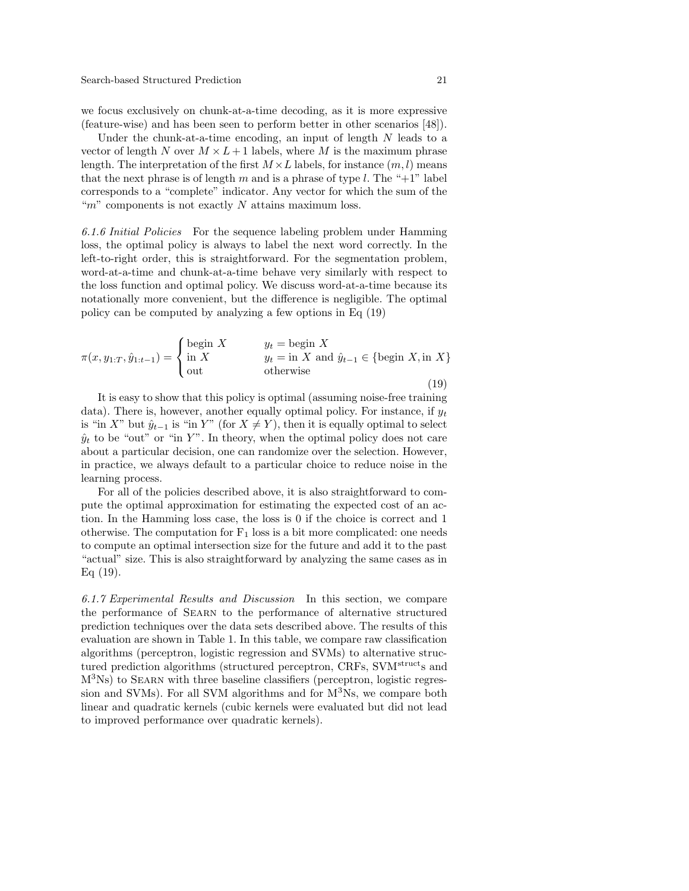we focus exclusively on chunk-at-a-time decoding, as it is more expressive (feature-wise) and has been seen to perform better in other scenarios [48]).

Under the chunk-at-a-time encoding, an input of length $N$ leads to a vector of length $N$ over $M \times L + 1$ labels, where $M$ is the maximum phrase length. The interpretation of the first $M \times L$ labels, for instance $(m, l)$ means that the next phrase is of length $m$ and is a phrase of type $l$. The "+1" label corresponds to a "complete" indicator. Any vector for which the sum of the "$m$" components is not exactly $N$ attains maximum loss.

*6.1.6 Initial Policies* For the sequence labeling problem under Hamming loss, the optimal policy is always to label the next word correctly. In the left-to-right order, this is straightforward. For the segmentation problem, word-at-a-time and chunk-at-a-time behave very similarly with respect to the loss function and optimal policy. We discuss word-at-a-time because its notationally more convenient, but the difference is negligible. The optimal policy can be computed by analyzing a few options in Eq (19)

$$\pi(x, y_{1:T}, \hat{y}_{1:t-1}) = \begin{cases} \text{begin } X & y_t = \text{begin } X \\ \text{in } X & y_t = \text{in } X \text{ and } \hat{y}_{t-1} \in \{\text{begin } X, \text{in } X\} \\ \text{out} & \text{otherwise} \end{cases} \tag{19}$$

It is easy to show that this policy is optimal (assuming noise-free training data). There is, however, another equally optimal policy. For instance, if $y_t$ is "in $X$" but $\hat{y}_{t-1}$ is "in $Y$" (for $X \neq Y$), then it is equally optimal to select $\hat{y}_t$ to be "out" or "in $Y$". In theory, when the optimal policy does not care about a particular decision, one can randomize over the selection. However, in practice, we always default to a particular choice to reduce noise in the learning process.

For all of the policies described above, it is also straightforward to compute the optimal approximation for estimating the expected cost of an action. In the Hamming loss case, the loss is 0 if the choice is correct and 1 otherwise. The computation for $F_1$ loss is a bit more complicated: one needs to compute an optimal intersection size for the future and add it to the past "actual" size. This is also straightforward by analyzing the same cases as in Eq (19).

*6.1.7 Experimental Results and Discussion* In this section, we compare the performance of Searn to the performance of alternative structured prediction techniques over the data sets described above. The results of this evaluation are shown in Table 1. In this table, we compare raw classification algorithms (perceptron, logistic regression and SVMs) to alternative structured prediction algorithms (structured perceptron, CRFs, SVM$^{\text{struct}}$s and M$^3$Ns) to Searn with three baseline classifiers (perceptron, logistic regression and SVMs). For all SVM algorithms and for M$^3$Ns, we compare both linear and quadratic kernels (cubic kernels were evaluated but did not lead to improved performance over quadratic kernels).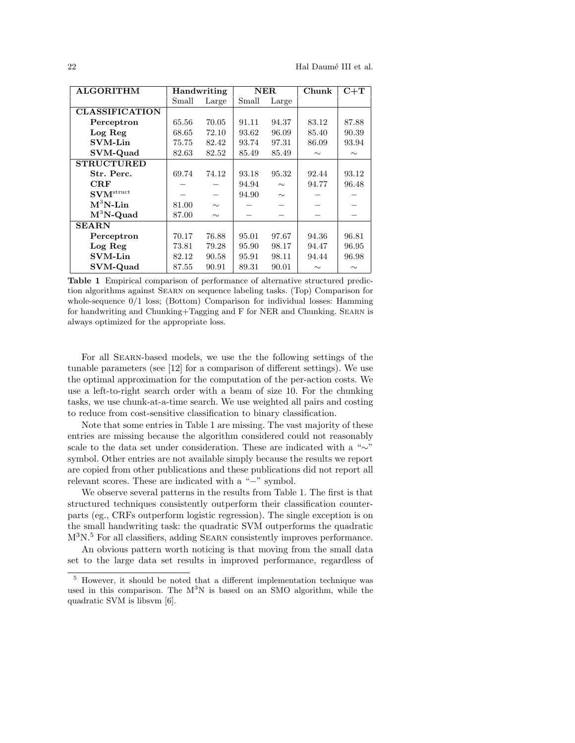| ALGORITHM | Handwriting | | NER | | Chunk | C+T |
|---|---|---|---|---|---|---|
| | Small | Large | Small | Large | | |
| **CLASSIFICATION** | | | | | | |
| **Perceptron** | 65.56 | 70.05 | 91.11 | 94.37 | 83.12 | 87.88 |
| **Log Reg** | 68.65 | 72.10 | 93.62 | 96.09 | 85.40 | 90.39 |
| **SVM-Lin** | 75.75 | 82.42 | 93.74 | 97.31 | 86.09 | 93.94 |
| **SVM-Quad** | 82.63 | 82.52 | 85.49 | 85.49 | ∼ | ∼ |
| **STRUCTURED** | | | | | | |
| **Str. Perc.** | 69.74 | 74.12 | 93.18 | 95.32 | 92.44 | 93.12 |
| **CRF** | − | − | 94.94 | ∼ | 94.77 | 96.48 |
| **SVM$^{\text{struct}}$** | − | − | 94.90 | ∼ | − | − |
| **M$^3$N-Lin** | 81.00 | ∼ | − | − | − | − |
| **M$^3$N-Quad** | 87.00 | ∼ | − | − | − | − |
| **SEARN** | | | | | | |
| **Perceptron** | 70.17 | 76.88 | 95.01 | 97.67 | 94.36 | 96.81 |
| **Log Reg** | 73.81 | 79.28 | 95.90 | 98.17 | 94.47 | 96.95 |
| **SVM-Lin** | 82.12 | 90.58 | 95.91 | 98.11 | 94.44 | 96.98 |
| **SVM-Quad** | 87.55 | 90.91 | 89.31 | 90.01 | ∼ | ∼ |

**Table 1** Empirical comparison of performance of alternative structured prediction algorithms against Searn on sequence labeling tasks. (Top) Comparison for whole-sequence 0/1 loss; (Bottom) Comparison for individual losses: Hamming for handwriting and Chunking+Tagging and F for NER and Chunking. Searn is always optimized for the appropriate loss.

For all Searn-based models, we use the the following settings of the tunable parameters (see [12] for a comparison of different settings). We use the optimal approximation for the computation of the per-action costs. We use a left-to-right search order with a beam of size 10. For the chunking tasks, we use chunk-at-a-time search. We use weighted all pairs and costing to reduce from cost-sensitive classification to binary classification.

Note that some entries in Table 1 are missing. The vast majority of these entries are missing because the algorithm considered could not reasonably scale to the data set under consideration. These are indicated with a "∼" symbol. Other entries are not available simply because the results we report are copied from other publications and these publications did not report all relevant scores. These are indicated with a "−" symbol.

We observe several patterns in the results from Table 1. The first is that structured techniques consistently outperform their classification counterparts (eg., CRFs outperform logistic regression). The single exception is on the small handwriting task: the quadratic SVM outperforms the quadratic M$^3$N.[5] For all classifiers, adding Searn consistently improves performance.

An obvious pattern worth noticing is that moving from the small data set to the large data set results in improved performance, regardless of

[5] However, it should be noted that a different implementation technique was used in this comparison. The M$^3$N is based on an SMO algorithm, while the quadratic SVM is libsvm [6].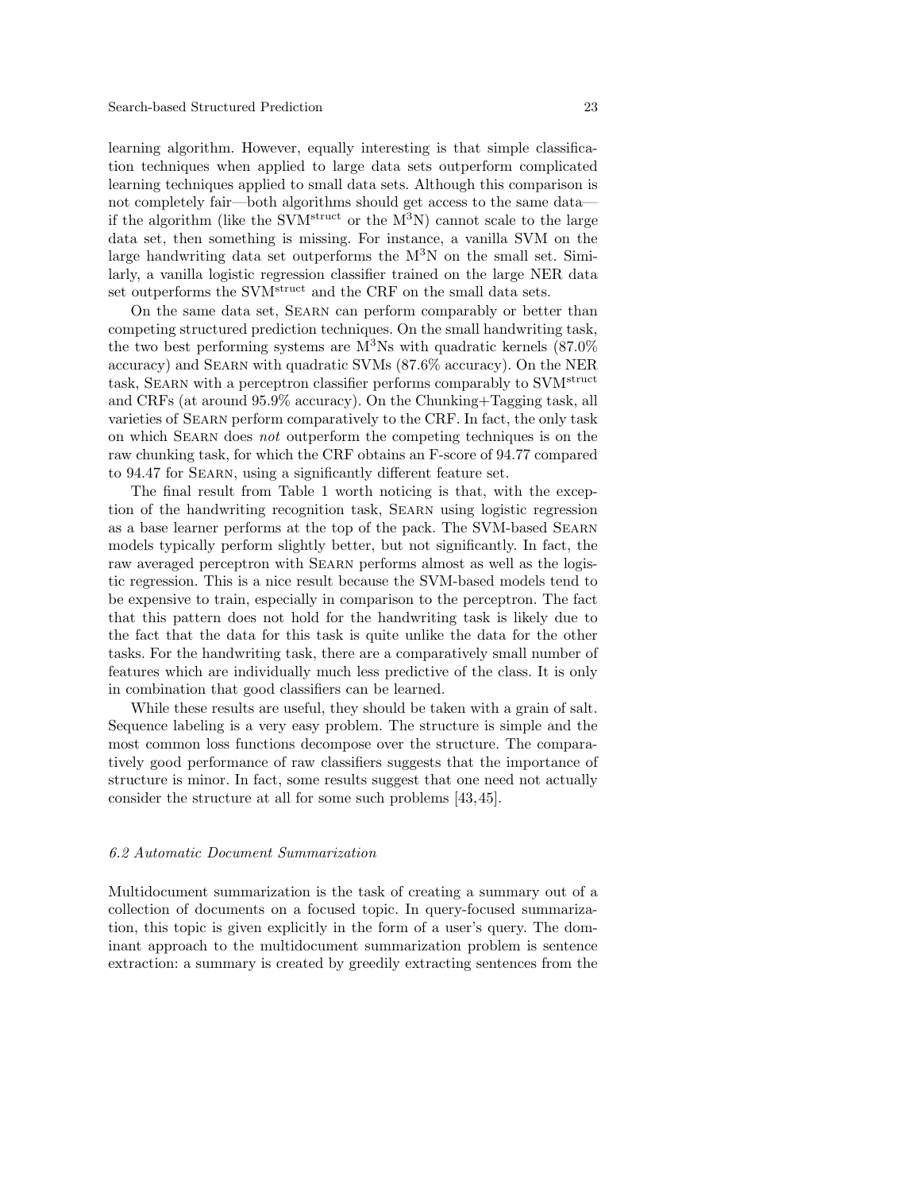learning algorithm. However, equally interesting is that simple classification techniques when applied to large data sets outperform complicated learning techniques applied to small data sets. Although this comparison is not completely fair—both algorithms should get access to the same data—if the algorithm (like the SVM$^{\text{struct}}$ or the M$^3$N) cannot scale to the large data set, then something is missing. For instance, a vanilla SVM on the large handwriting data set outperforms the M$^3$N on the small set. Similarly, a vanilla logistic regression classifier trained on the large NER data set outperforms the SVM$^{\text{struct}}$ and the CRF on the small data sets.

On the same data set, Searn can perform comparably or better than competing structured prediction techniques. On the small handwriting task, the two best performing systems are M$^3$Ns with quadratic kernels (87.0% accuracy) and Searn with quadratic SVMs (87.6% accuracy). On the NER task, Searn with a perceptron classifier performs comparably to SVM$^{\text{struct}}$ and CRFs (at around 95.9% accuracy). On the Chunking+Tagging task, all varieties of Searn perform comparatively to the CRF. In fact, the only task on which Searn does *not* outperform the competing techniques is on the raw chunking task, for which the CRF obtains an F-score of 94.77 compared to 94.47 for Searn, using a significantly different feature set.

The final result from Table 1 worth noticing is that, with the exception of the handwriting recognition task, Searn using logistic regression as a base learner performs at the top of the pack. The SVM-based Searn models typically perform slightly better, but not significantly. In fact, the raw averaged perceptron with Searn performs almost as well as the logistic regression. This is a nice result because the SVM-based models tend to be expensive to train, especially in comparison to the perceptron. The fact that this pattern does not hold for the handwriting task is likely due to the fact that the data for this task is quite unlike the data for the other tasks. For the handwriting task, there are a comparatively small number of features which are individually much less predictive of the class. It is only in combination that good classifiers can be learned.

While these results are useful, they should be taken with a grain of salt. Sequence labeling is a very easy problem. The structure is simple and the most common loss functions decompose over the structure. The comparatively good performance of raw classifiers suggests that the importance of structure is minor. In fact, some results suggest that one need not actually consider the structure at all for some such problems [43, 45].

### *6.2 Automatic Document Summarization*

Multidocument summarization is the task of creating a summary out of a collection of documents on a focused topic. In query-focused summarization, this topic is given explicitly in the form of a user's query. The dominant approach to the multidocument summarization problem is sentence extraction: a summary is created by greedily extracting sentences from the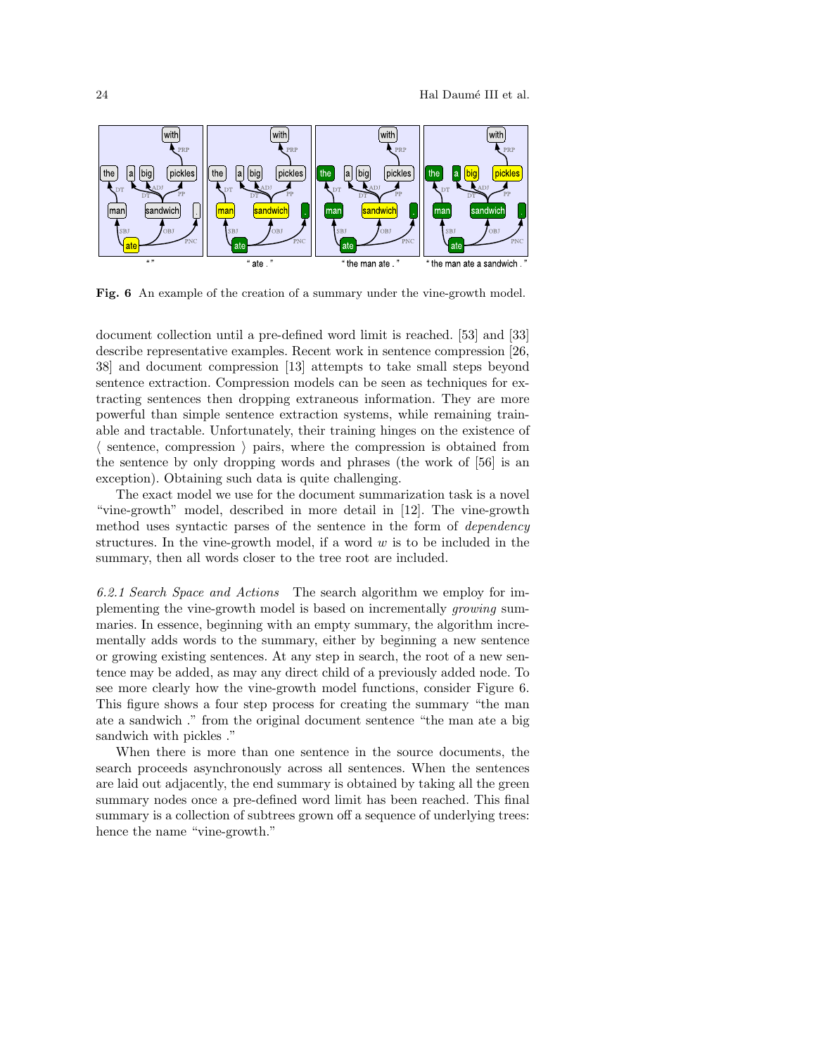Fig. 6 An example of the creation of a summary under the vine-growth model.

document collection until a pre-defined word limit is reached. [53] and [33] describe representative examples. Recent work in sentence compression [26, 38] and document compression [13] attempts to take small steps beyond sentence extraction. Compression models can be seen as techniques for extracting sentences then dropping extraneous information. They are more powerful than simple sentence extraction systems, while remaining trainable and tractable. Unfortunately, their training hinges on the existence of ⟨ sentence, compression ⟩ pairs, where the compression is obtained from the sentence by only dropping words and phrases (the work of [56] is an exception). Obtaining such data is quite challenging.

The exact model we use for the document summarization task is a novel "vine-growth" model, described in more detail in [12]. The vine-growth method uses syntactic parses of the sentence in the form of *dependency* structures. In the vine-growth model, if a word $w$ is to be included in the summary, then all words closer to the tree root are included.

*6.2.1 Search Space and Actions* The search algorithm we employ for implementing the vine-growth model is based on incrementally *growing* summaries. In essence, beginning with an empty summary, the algorithm incrementally adds words to the summary, either by beginning a new sentence or growing existing sentences. At any step in search, the root of a new sentence may be added, as may any direct child of a previously added node. To see more clearly how the vine-growth model functions, consider Figure 6. This figure shows a four step process for creating the summary "the man ate a sandwich ." from the original document sentence "the man ate a big sandwich with pickles ."

When there is more than one sentence in the source documents, the search proceeds asynchronously across all sentences. When the sentences are laid out adjacently, the end summary is obtained by taking all the green summary nodes once a pre-defined word limit has been reached. This final summary is a collection of subtrees grown off a sequence of underlying trees: hence the name "vine-growth."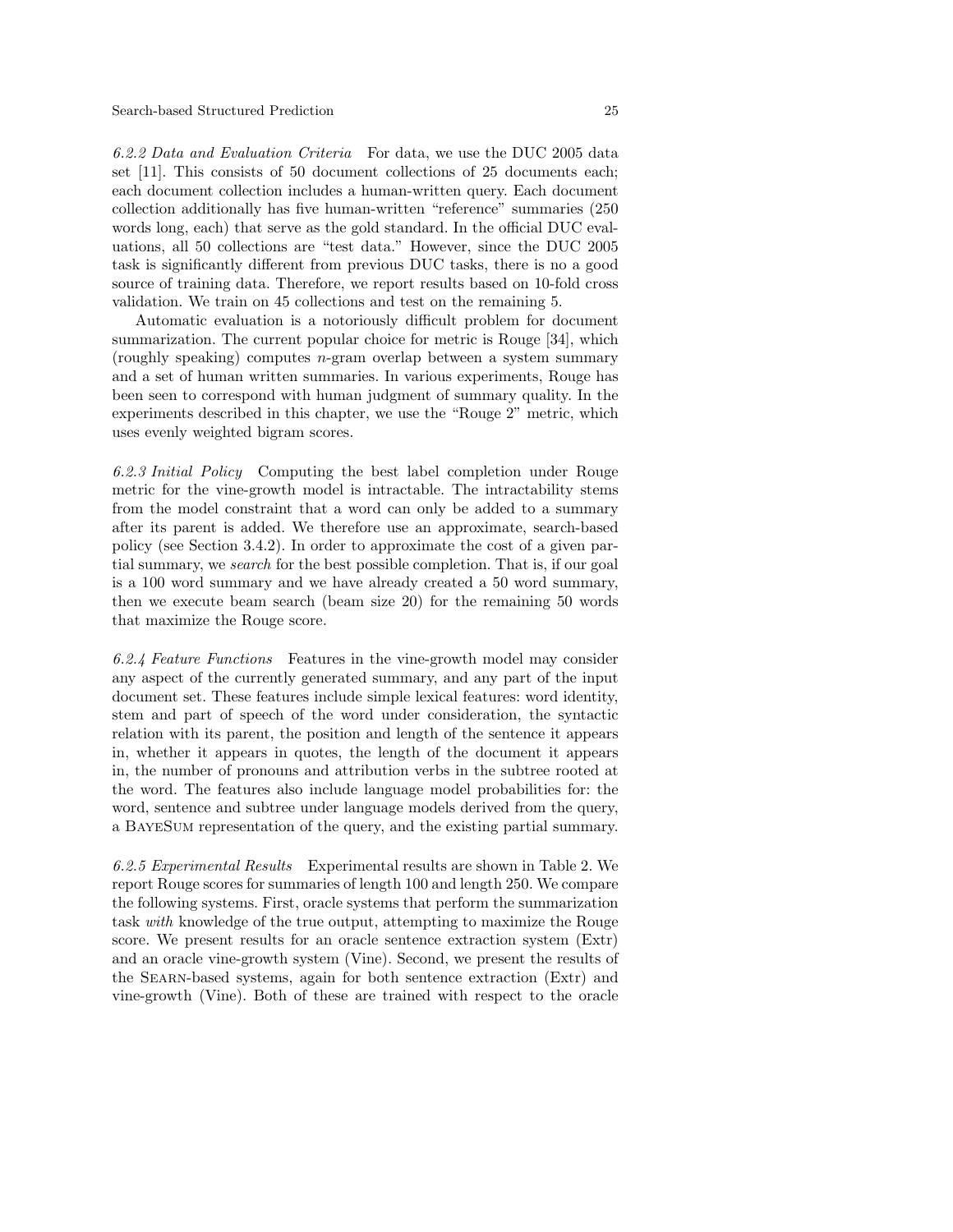*6.2.2 Data and Evaluation Criteria* For data, we use the DUC 2005 data set [11]. This consists of 50 document collections of 25 documents each; each document collection includes a human-written query. Each document collection additionally has five human-written "reference" summaries (250 words long, each) that serve as the gold standard. In the official DUC evaluations, all 50 collections are "test data." However, since the DUC 2005 task is significantly different from previous DUC tasks, there is no a good source of training data. Therefore, we report results based on 10-fold cross validation. We train on 45 collections and test on the remaining 5.

Automatic evaluation is a notoriously difficult problem for document summarization. The current popular choice for metric is Rouge [34], which (roughly speaking) computes $n$-gram overlap between a system summary and a set of human written summaries. In various experiments, Rouge has been seen to correspond with human judgment of summary quality. In the experiments described in this chapter, we use the "Rouge 2" metric, which uses evenly weighted bigram scores.

*6.2.3 Initial Policy* Computing the best label completion under Rouge metric for the vine-growth model is intractable. The intractability stems from the model constraint that a word can only be added to a summary after its parent is added. We therefore use an approximate, search-based policy (see Section 3.4.2). In order to approximate the cost of a given partial summary, we *search* for the best possible completion. That is, if our goal is a 100 word summary and we have already created a 50 word summary, then we execute beam search (beam size 20) for the remaining 50 words that maximize the Rouge score.

*6.2.4 Feature Functions* Features in the vine-growth model may consider any aspect of the currently generated summary, and any part of the input document set. These features include simple lexical features: word identity, stem and part of speech of the word under consideration, the syntactic relation with its parent, the position and length of the sentence it appears in, whether it appears in quotes, the length of the document it appears in, the number of pronouns and attribution verbs in the subtree rooted at the word. The features also include language model probabilities for: the word, sentence and subtree under language models derived from the query, a BayeSum representation of the query, and the existing partial summary.

*6.2.5 Experimental Results* Experimental results are shown in Table 2. We report Rouge scores for summaries of length 100 and length 250. We compare the following systems. First, oracle systems that perform the summarization task *with* knowledge of the true output, attempting to maximize the Rouge score. We present results for an oracle sentence extraction system (Extr) and an oracle vine-growth system (Vine). Second, we present the results of the Searn-based systems, again for both sentence extraction (Extr) and vine-growth (Vine). Both of these are trained with respect to the oracle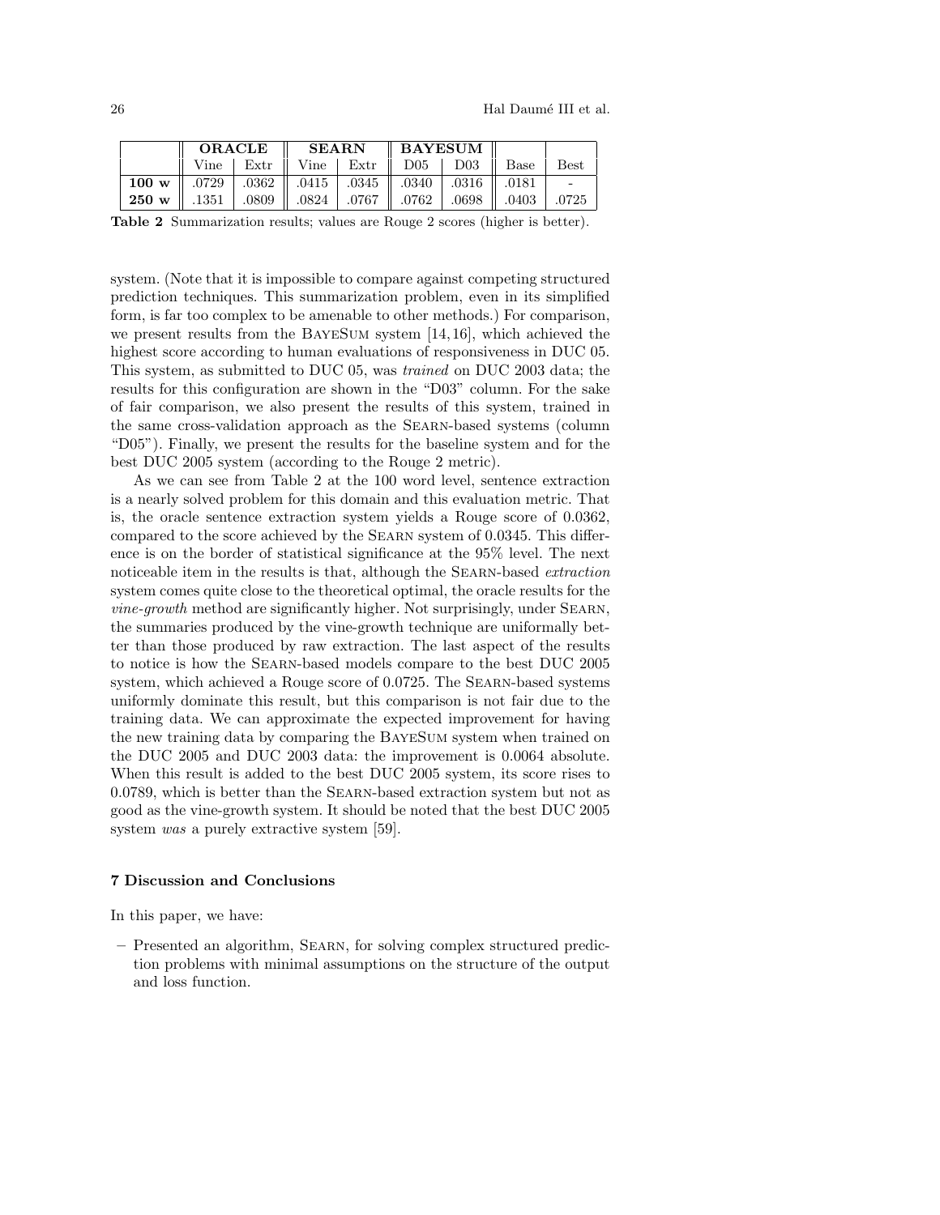| | **ORACLE** | | **SEARN** | | **BAYESUM** | | | |
|---|---|---|---|---|---|---|---|---|
| | Vine | Extr | Vine | Extr | D05 | D03 | Base | Best |
| **100 w** | .0729 | .0362 | .0415 | .0345 | .0340 | .0316 | .0181 | - |
| **250 w** | .1351 | .0809 | .0824 | .0767 | .0762 | .0698 | .0403 | .0725 |

**Table 2** Summarization results; values are Rouge 2 scores (higher is better).

system. (Note that it is impossible to compare against competing structured prediction techniques. This summarization problem, even in its simplified form, is far too complex to be amenable to other methods.) For comparison, we present results from the BayeSum system [14, 16], which achieved the highest score according to human evaluations of responsiveness in DUC 05. This system, as submitted to DUC 05, was *trained* on DUC 2003 data; the results for this configuration are shown in the "D03" column. For the sake of fair comparison, we also present the results of this system, trained in the same cross-validation approach as the Searn-based systems (column "D05"). Finally, we present the results for the baseline system and for the best DUC 2005 system (according to the Rouge 2 metric).

As we can see from Table 2 at the 100 word level, sentence extraction is a nearly solved problem for this domain and this evaluation metric. That is, the oracle sentence extraction system yields a Rouge score of 0.0362, compared to the score achieved by the Searn system of 0.0345. This difference is on the border of statistical significance at the 95% level. The next noticeable item in the results is that, although the Searn-based *extraction* system comes quite close to the theoretical optimal, the oracle results for the *vine-growth* method are significantly higher. Not surprisingly, under Searn, the summaries produced by the vine-growth technique are uniformally better than those produced by raw extraction. The last aspect of the results to notice is how the Searn-based models compare to the best DUC 2005 system, which achieved a Rouge score of 0.0725. The Searn-based systems uniformly dominate this result, but this comparison is not fair due to the training data. We can approximate the expected improvement for having the new training data by comparing the BayeSum system when trained on the DUC 2005 and DUC 2003 data: the improvement is 0.0064 absolute. When this result is added to the best DUC 2005 system, its score rises to 0.0789, which is better than the Searn-based extraction system but not as good as the vine-growth system. It should be noted that the best DUC 2005 system *was* a purely extractive system [59].

## 7 Discussion and Conclusions

In this paper, we have:

- Presented an algorithm, Searn, for solving complex structured prediction problems with minimal assumptions on the structure of the output and loss function.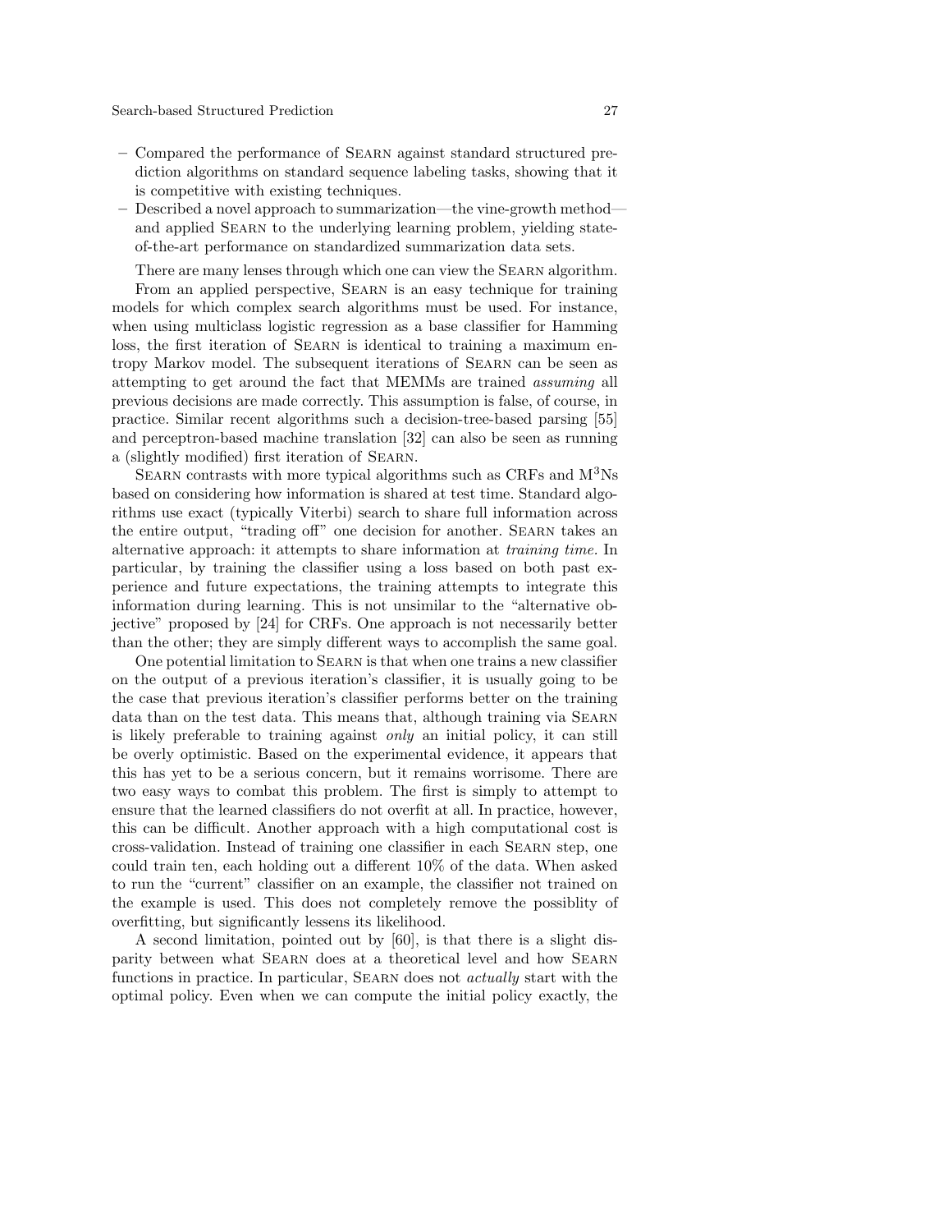– Compared the performance of Searn against standard structured prediction algorithms on standard sequence labeling tasks, showing that it is competitive with existing techniques.
– Described a novel approach to summarization—the vine-growth method—and applied Searn to the underlying learning problem, yielding state-of-the-art performance on standardized summarization data sets.

There are many lenses through which one can view the Searn algorithm.

From an applied perspective, Searn is an easy technique for training models for which complex search algorithms must be used. For instance, when using multiclass logistic regression as a base classifier for Hamming loss, the first iteration of Searn is identical to training a maximum entropy Markov model. The subsequent iterations of Searn can be seen as attempting to get around the fact that MEMMs are trained *assuming* all previous decisions are made correctly. This assumption is false, of course, in practice. Similar recent algorithms such a decision-tree-based parsing [55] and perceptron-based machine translation [32] can also be seen as running a (slightly modified) first iteration of Searn.

Searn contrasts with more typical algorithms such as CRFs and M$^3$Ns based on considering how information is shared at test time. Standard algorithms use exact (typically Viterbi) search to share full information across the entire output, "trading off" one decision for another. Searn takes an alternative approach: it attempts to share information at *training time*. In particular, by training the classifier using a loss based on both past experience and future expectations, the training attempts to integrate this information during learning. This is not unsimilar to the "alternative objective" proposed by [24] for CRFs. One approach is not necessarily better than the other; they are simply different ways to accomplish the same goal.

One potential limitation to Searn is that when one trains a new classifier on the output of a previous iteration's classifier, it is usually going to be the case that previous iteration's classifier performs better on the training data than on the test data. This means that, although training via Searn is likely preferable to training against *only* an initial policy, it can still be overly optimistic. Based on the experimental evidence, it appears that this has yet to be a serious concern, but it remains worrisome. There are two easy ways to combat this problem. The first is simply to attempt to ensure that the learned classifiers do not overfit at all. In practice, however, this can be difficult. Another approach with a high computational cost is cross-validation. Instead of training one classifier in each Searn step, one could train ten, each holding out a different 10% of the data. When asked to run the "current" classifier on an example, the classifier not trained on the example is used. This does not completely remove the possiblity of overfitting, but significantly lessens its likelihood.

A second limitation, pointed out by [60], is that there is a slight disparity between what Searn does at a theoretical level and how Searn functions in practice. In particular, Searn does not *actually* start with the optimal policy. Even when we can compute the initial policy exactly, the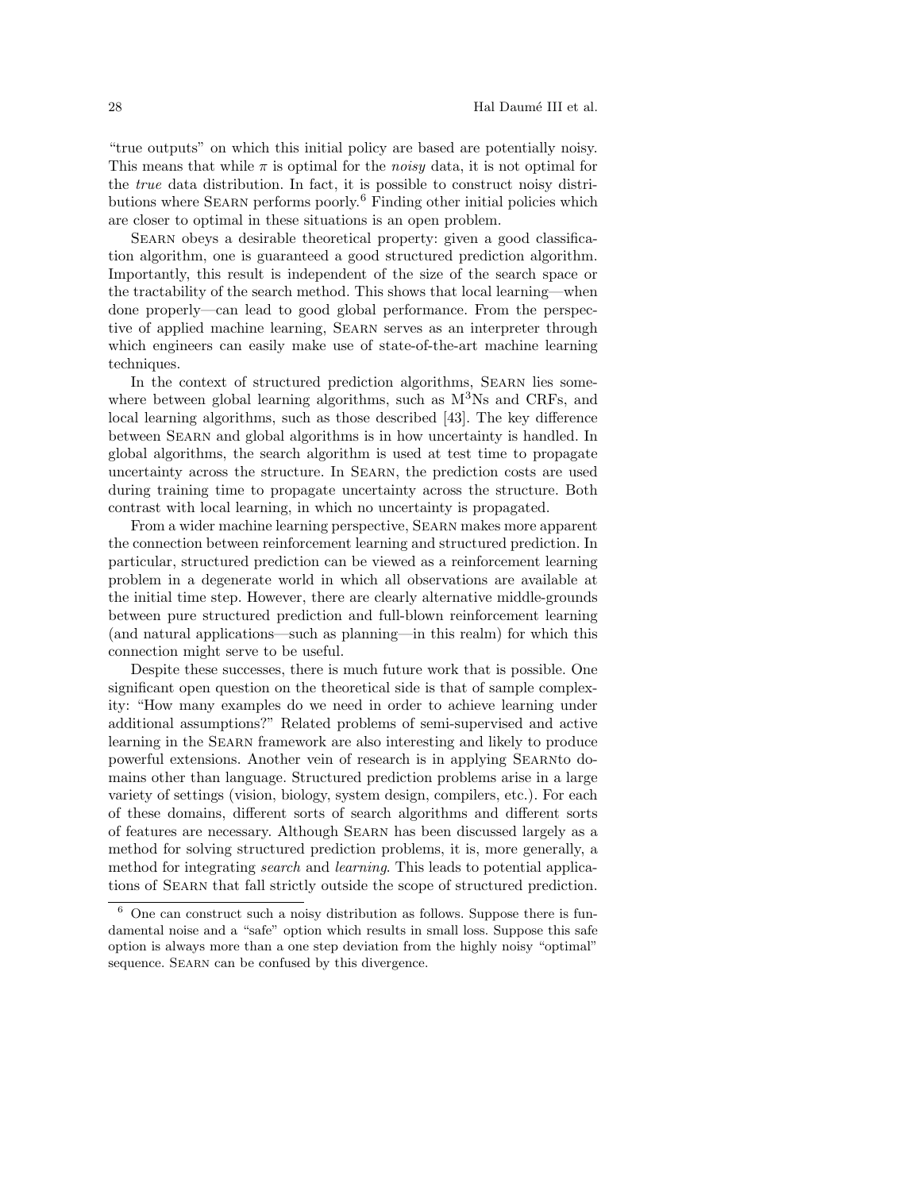"true outputs" on which this initial policy are based are potentially noisy. This means that while $\pi$ is optimal for the *noisy* data, it is not optimal for the *true* data distribution. In fact, it is possible to construct noisy distributions where SEARN performs poorly.[6] Finding other initial policies which are closer to optimal in these situations is an open problem.

SEARN obeys a desirable theoretical property: given a good classification algorithm, one is guaranteed a good structured prediction algorithm. Importantly, this result is independent of the size of the search space or the tractability of the search method. This shows that local learning—when done properly—can lead to good global performance. From the perspective of applied machine learning, SEARN serves as an interpreter through which engineers can easily make use of state-of-the-art machine learning techniques.

In the context of structured prediction algorithms, SEARN lies somewhere between global learning algorithms, such as $M^3$Ns and CRFs, and local learning algorithms, such as those described [43]. The key difference between SEARN and global algorithms is in how uncertainty is handled. In global algorithms, the search algorithm is used at test time to propagate uncertainty across the structure. In SEARN, the prediction costs are used during training time to propagate uncertainty across the structure. Both contrast with local learning, in which no uncertainty is propagated.

From a wider machine learning perspective, SEARN makes more apparent the connection between reinforcement learning and structured prediction. In particular, structured prediction can be viewed as a reinforcement learning problem in a degenerate world in which all observations are available at the initial time step. However, there are clearly alternative middle-grounds between pure structured prediction and full-blown reinforcement learning (and natural applications—such as planning—in this realm) for which this connection might serve to be useful.

Despite these successes, there is much future work that is possible. One significant open question on the theoretical side is that of sample complexity: "How many examples do we need in order to achieve learning under additional assumptions?" Related problems of semi-supervised and active learning in the SEARN framework are also interesting and likely to produce powerful extensions. Another vein of research is in applying SEARNto domains other than language. Structured prediction problems arise in a large variety of settings (vision, biology, system design, compilers, etc.). For each of these domains, different sorts of search algorithms and different sorts of features are necessary. Although SEARN has been discussed largely as a method for solving structured prediction problems, it is, more generally, a method for integrating *search* and *learning*. This leads to potential applications of SEARN that fall strictly outside the scope of structured prediction.

---

[6] One can construct such a noisy distribution as follows. Suppose there is fundamental noise and a "safe" option which results in small loss. Suppose this safe option is always more than a one step deviation from the highly noisy "optimal" sequence. SEARN can be confused by this divergence.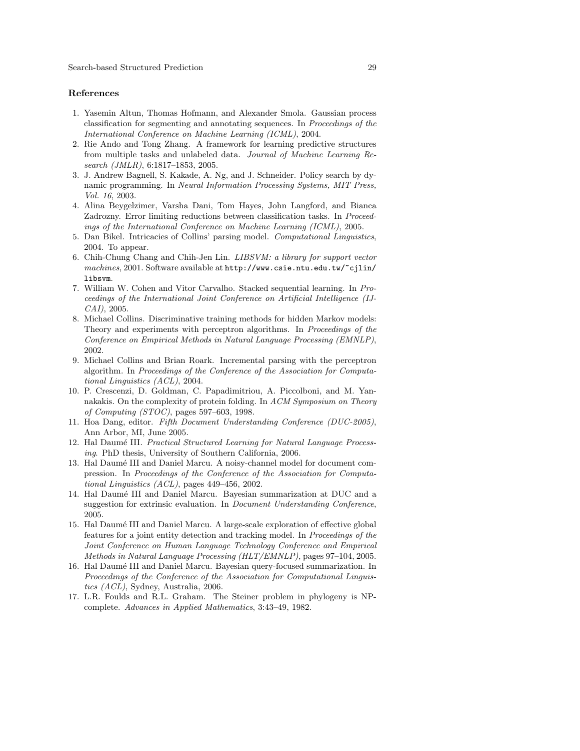## References

1. Yasemin Altun, Thomas Hofmann, and Alexander Smola. Gaussian process classification for segmenting and annotating sequences. In *Proceedings of the International Conference on Machine Learning (ICML)*, 2004.
2. Rie Ando and Tong Zhang. A framework for learning predictive structures from multiple tasks and unlabeled data. *Journal of Machine Learning Research (JMLR)*, 6:1817–1853, 2005.
3. J. Andrew Bagnell, S. Kakade, A. Ng, and J. Schneider. Policy search by dynamic programming. In *Neural Information Processing Systems, MIT Press, Vol. 16*, 2003.
4. Alina Beygelzimer, Varsha Dani, Tom Hayes, John Langford, and Bianca Zadrozny. Error limiting reductions between classification tasks. In *Proceedings of the International Conference on Machine Learning (ICML)*, 2005.
5. Dan Bikel. Intricacies of Collins' parsing model. *Computational Linguistics*, 2004. To appear.
6. Chih-Chung Chang and Chih-Jen Lin. *LIBSVM: a library for support vector machines*, 2001. Software available at `http://www.csie.ntu.edu.tw/~cjlin/libsvm`.
7. William W. Cohen and Vitor Carvalho. Stacked sequential learning. In *Proceedings of the International Joint Conference on Artificial Intelligence (IJCAI)*, 2005.
8. Michael Collins. Discriminative training methods for hidden Markov models: Theory and experiments with perceptron algorithms. In *Proceedings of the Conference on Empirical Methods in Natural Language Processing (EMNLP)*, 2002.
9. Michael Collins and Brian Roark. Incremental parsing with the perceptron algorithm. In *Proceedings of the Conference of the Association for Computational Linguistics (ACL)*, 2004.
10. P. Crescenzi, D. Goldman, C. Papadimitriou, A. Piccolboni, and M. Yannakakis. On the complexity of protein folding. In *ACM Symposium on Theory of Computing (STOC)*, pages 597–603, 1998.
11. Hoa Dang, editor. *Fifth Document Understanding Conference (DUC-2005)*, Ann Arbor, MI, June 2005.
12. Hal Daumé III. *Practical Structured Learning for Natural Language Processing*. PhD thesis, University of Southern California, 2006.
13. Hal Daumé III and Daniel Marcu. A noisy-channel model for document compression. In *Proceedings of the Conference of the Association for Computational Linguistics (ACL)*, pages 449–456, 2002.
14. Hal Daumé III and Daniel Marcu. Bayesian summarization at DUC and a suggestion for extrinsic evaluation. In *Document Understanding Conference*, 2005.
15. Hal Daumé III and Daniel Marcu. A large-scale exploration of effective global features for a joint entity detection and tracking model. In *Proceedings of the Joint Conference on Human Language Technology Conference and Empirical Methods in Natural Language Processing (HLT/EMNLP)*, pages 97–104, 2005.
16. Hal Daumé III and Daniel Marcu. Bayesian query-focused summarization. In *Proceedings of the Conference of the Association for Computational Linguistics (ACL)*, Sydney, Australia, 2006.
17. L.R. Foulds and R.L. Graham. The Steiner problem in phylogeny is NP-complete. *Advances in Applied Mathematics*, 3:43–49, 1982.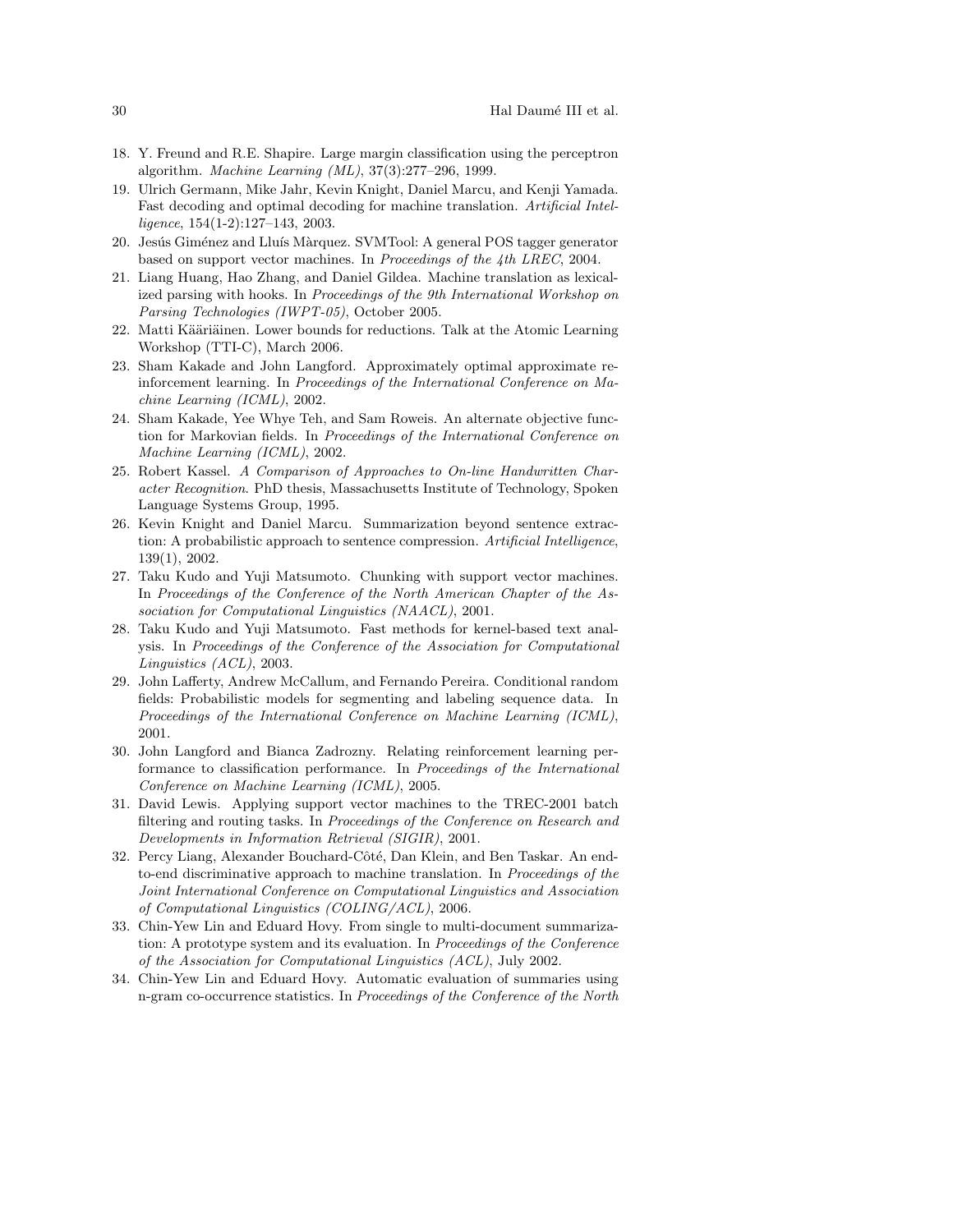18. Y. Freund and R.E. Shapire. Large margin classification using the perceptron algorithm. *Machine Learning (ML)*, 37(3):277–296, 1999.
19. Ulrich Germann, Mike Jahr, Kevin Knight, Daniel Marcu, and Kenji Yamada. Fast decoding and optimal decoding for machine translation. *Artificial Intelligence*, 154(1-2):127–143, 2003.
20. Jesús Giménez and Lluís Màrquez. SVMTool: A general POS tagger generator based on support vector machines. In *Proceedings of the 4th LREC*, 2004.
21. Liang Huang, Hao Zhang, and Daniel Gildea. Machine translation as lexicalized parsing with hooks. In *Proceedings of the 9th International Workshop on Parsing Technologies (IWPT-05)*, October 2005.
22. Matti Kääriäinen. Lower bounds for reductions. Talk at the Atomic Learning Workshop (TTI-C), March 2006.
23. Sham Kakade and John Langford. Approximately optimal approximate reinforcement learning. In *Proceedings of the International Conference on Machine Learning (ICML)*, 2002.
24. Sham Kakade, Yee Whye Teh, and Sam Roweis. An alternate objective function for Markovian fields. In *Proceedings of the International Conference on Machine Learning (ICML)*, 2002.
25. Robert Kassel. *A Comparison of Approaches to On-line Handwritten Character Recognition*. PhD thesis, Massachusetts Institute of Technology, Spoken Language Systems Group, 1995.
26. Kevin Knight and Daniel Marcu. Summarization beyond sentence extraction: A probabilistic approach to sentence compression. *Artificial Intelligence*, 139(1), 2002.
27. Taku Kudo and Yuji Matsumoto. Chunking with support vector machines. In *Proceedings of the Conference of the North American Chapter of the Association for Computational Linguistics (NAACL)*, 2001.
28. Taku Kudo and Yuji Matsumoto. Fast methods for kernel-based text analysis. In *Proceedings of the Conference of the Association for Computational Linguistics (ACL)*, 2003.
29. John Lafferty, Andrew McCallum, and Fernando Pereira. Conditional random fields: Probabilistic models for segmenting and labeling sequence data. In *Proceedings of the International Conference on Machine Learning (ICML)*, 2001.
30. John Langford and Bianca Zadrozny. Relating reinforcement learning performance to classification performance. In *Proceedings of the International Conference on Machine Learning (ICML)*, 2005.
31. David Lewis. Applying support vector machines to the TREC-2001 batch filtering and routing tasks. In *Proceedings of the Conference on Research and Developments in Information Retrieval (SIGIR)*, 2001.
32. Percy Liang, Alexander Bouchard-Côté, Dan Klein, and Ben Taskar. An end-to-end discriminative approach to machine translation. In *Proceedings of the Joint International Conference on Computational Linguistics and Association of Computational Linguistics (COLING/ACL)*, 2006.
33. Chin-Yew Lin and Eduard Hovy. From single to multi-document summarization: A prototype system and its evaluation. In *Proceedings of the Conference of the Association for Computational Linguistics (ACL)*, July 2002.
34. Chin-Yew Lin and Eduard Hovy. Automatic evaluation of summaries using n-gram co-occurrence statistics. In *Proceedings of the Conference of the North*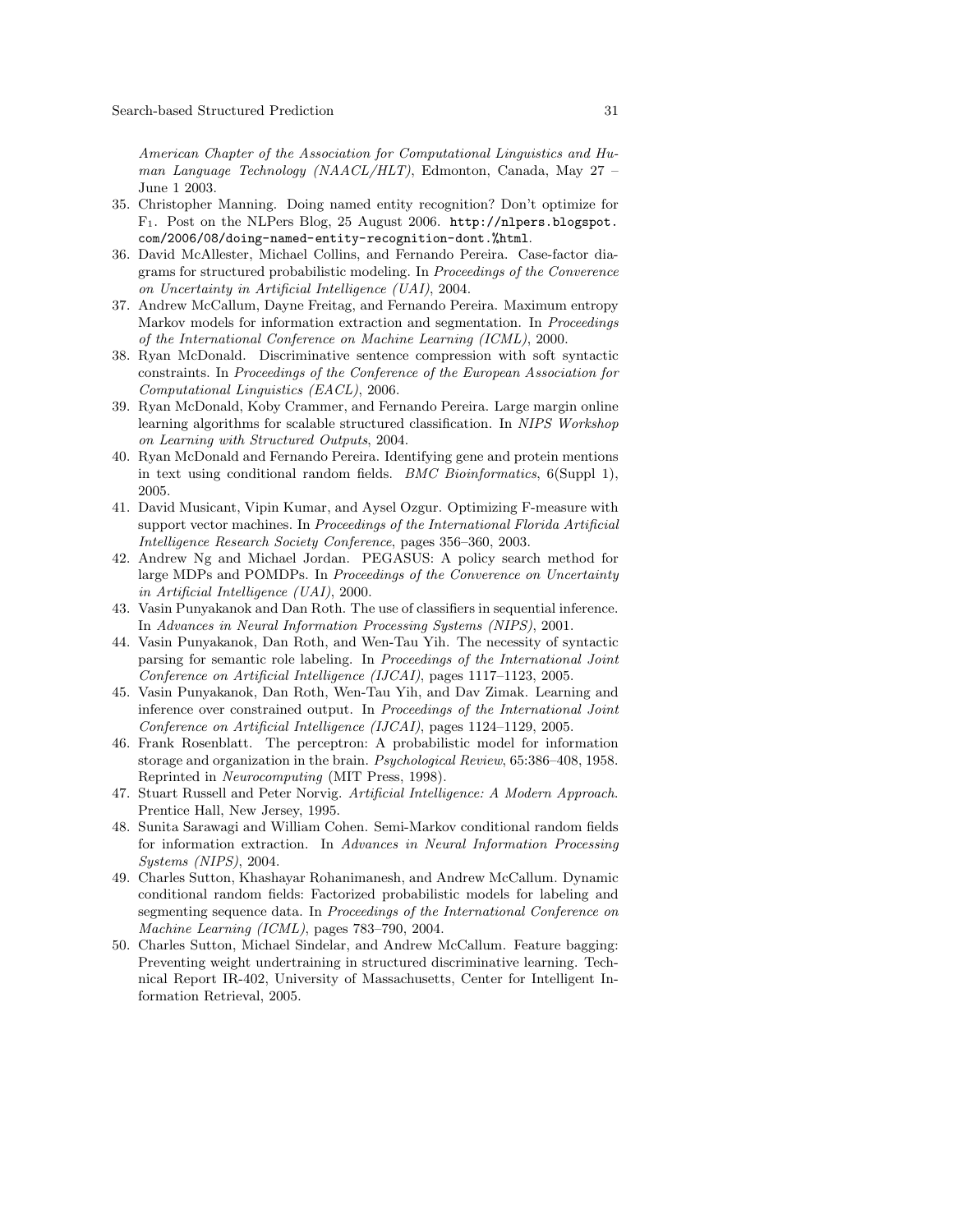*American Chapter of the Association for Computational Linguistics and Human Language Technology (NAACL/HLT)*, Edmonton, Canada, May 27 – June 1 2003.

35. Christopher Manning. Doing named entity recognition? Don't optimize for $F_1$. Post on the NLPers Blog, 25 August 2006. `http://nlpers.blogspot.com/2006/08/doing-named-entity-recognition-dont.%html`.
36. David McAllester, Michael Collins, and Fernando Pereira. Case-factor diagrams for structured probabilistic modeling. In *Proceedings of the Converence on Uncertainty in Artificial Intelligence (UAI)*, 2004.
37. Andrew McCallum, Dayne Freitag, and Fernando Pereira. Maximum entropy Markov models for information extraction and segmentation. In *Proceedings of the International Conference on Machine Learning (ICML)*, 2000.
38. Ryan McDonald. Discriminative sentence compression with soft syntactic constraints. In *Proceedings of the Conference of the European Association for Computational Linguistics (EACL)*, 2006.
39. Ryan McDonald, Koby Crammer, and Fernando Pereira. Large margin online learning algorithms for scalable structured classification. In *NIPS Workshop on Learning with Structured Outputs*, 2004.
40. Ryan McDonald and Fernando Pereira. Identifying gene and protein mentions in text using conditional random fields. *BMC Bioinformatics*, 6(Suppl 1), 2005.
41. David Musicant, Vipin Kumar, and Aysel Ozgur. Optimizing F-measure with support vector machines. In *Proceedings of the International Florida Artificial Intelligence Research Society Conference*, pages 356–360, 2003.
42. Andrew Ng and Michael Jordan. PEGASUS: A policy search method for large MDPs and POMDPs. In *Proceedings of the Converence on Uncertainty in Artificial Intelligence (UAI)*, 2000.
43. Vasin Punyakanok and Dan Roth. The use of classifiers in sequential inference. In *Advances in Neural Information Processing Systems (NIPS)*, 2001.
44. Vasin Punyakanok, Dan Roth, and Wen-Tau Yih. The necessity of syntactic parsing for semantic role labeling. In *Proceedings of the International Joint Conference on Artificial Intelligence (IJCAI)*, pages 1117–1123, 2005.
45. Vasin Punyakanok, Dan Roth, Wen-Tau Yih, and Dav Zimak. Learning and inference over constrained output. In *Proceedings of the International Joint Conference on Artificial Intelligence (IJCAI)*, pages 1124–1129, 2005.
46. Frank Rosenblatt. The perceptron: A probabilistic model for information storage and organization in the brain. *Psychological Review*, 65:386–408, 1958. Reprinted in *Neurocomputing* (MIT Press, 1998).
47. Stuart Russell and Peter Norvig. *Artificial Intelligence: A Modern Approach*. Prentice Hall, New Jersey, 1995.
48. Sunita Sarawagi and William Cohen. Semi-Markov conditional random fields for information extraction. In *Advances in Neural Information Processing Systems (NIPS)*, 2004.
49. Charles Sutton, Khashayar Rohanimanesh, and Andrew McCallum. Dynamic conditional random fields: Factorized probabilistic models for labeling and segmenting sequence data. In *Proceedings of the International Conference on Machine Learning (ICML)*, pages 783–790, 2004.
50. Charles Sutton, Michael Sindelar, and Andrew McCallum. Feature bagging: Preventing weight undertraining in structured discriminative learning. Technical Report IR-402, University of Massachusetts, Center for Intelligent Information Retrieval, 2005.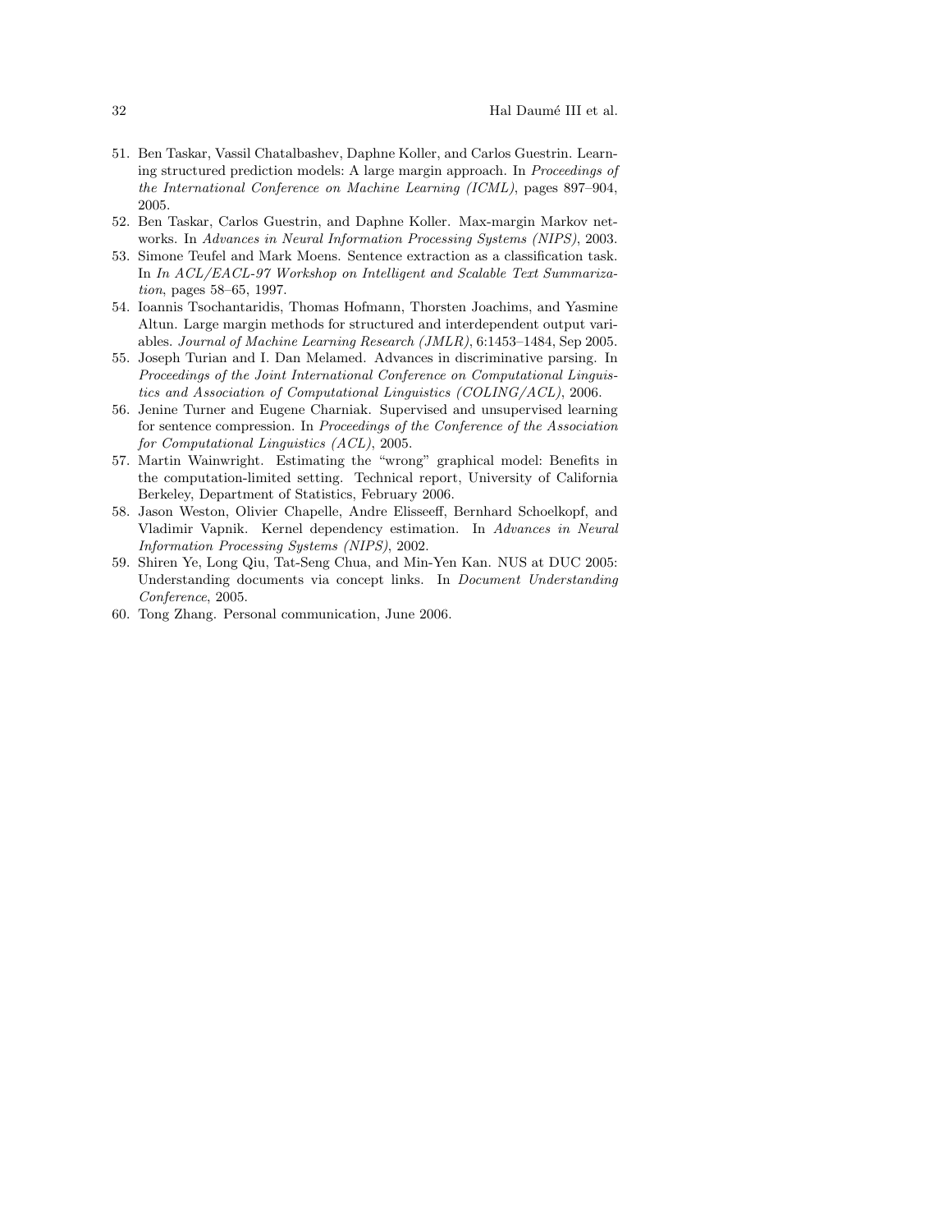51. Ben Taskar, Vassil Chatalbashev, Daphne Koller, and Carlos Guestrin. Learning structured prediction models: A large margin approach. In *Proceedings of the International Conference on Machine Learning (ICML)*, pages 897–904, 2005.
52. Ben Taskar, Carlos Guestrin, and Daphne Koller. Max-margin Markov networks. In *Advances in Neural Information Processing Systems (NIPS)*, 2003.
53. Simone Teufel and Mark Moens. Sentence extraction as a classification task. In *In ACL/EACL-97 Workshop on Intelligent and Scalable Text Summarization*, pages 58–65, 1997.
54. Ioannis Tsochantaridis, Thomas Hofmann, Thorsten Joachims, and Yasmine Altun. Large margin methods for structured and interdependent output variables. *Journal of Machine Learning Research (JMLR)*, 6:1453–1484, Sep 2005.
55. Joseph Turian and I. Dan Melamed. Advances in discriminative parsing. In *Proceedings of the Joint International Conference on Computational Linguistics and Association of Computational Linguistics (COLING/ACL)*, 2006.
56. Jenine Turner and Eugene Charniak. Supervised and unsupervised learning for sentence compression. In *Proceedings of the Conference of the Association for Computational Linguistics (ACL)*, 2005.
57. Martin Wainwright. Estimating the "wrong" graphical model: Benefits in the computation-limited setting. Technical report, University of California Berkeley, Department of Statistics, February 2006.
58. Jason Weston, Olivier Chapelle, Andre Elisseeff, Bernhard Schoelkopf, and Vladimir Vapnik. Kernel dependency estimation. In *Advances in Neural Information Processing Systems (NIPS)*, 2002.
59. Shiren Ye, Long Qiu, Tat-Seng Chua, and Min-Yen Kan. NUS at DUC 2005: Understanding documents via concept links. In *Document Understanding Conference*, 2005.
60. Tong Zhang. Personal communication, June 2006.